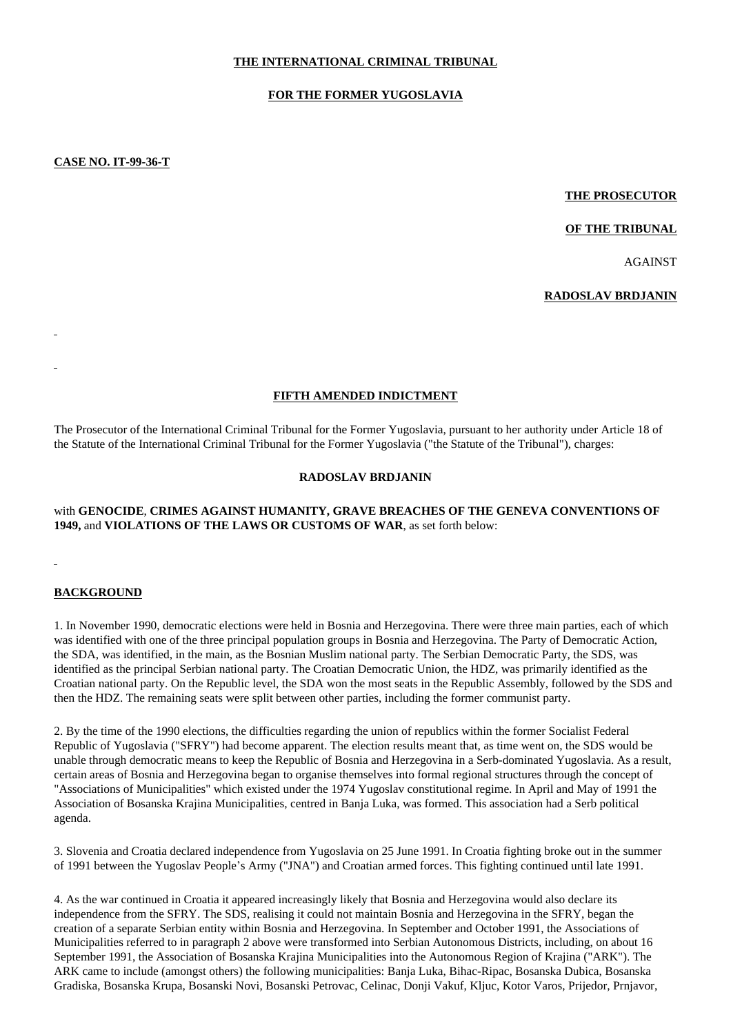**THE INTERNATIONAL CRIMINAL TRIBUNAL**

**FOR THE FORMER YUGOSLAVIA**

**CASE NO. IT-99-36-T**

**THE PROSECUTOR**

**OF THE TRIBUNAL**

AGAINST

**RADOSLAV BRDJANIN**

## FIFTH AMENDED INDICTMENT

The Prosecutor of the International Criminal Tribunal for the Former Yugoslavia, pursuant to her authority under Article 18 of the Statute of the International Criminal Tribunal for the Former Yugoslavia ("the Statute of the Tribunal"), charges:

**RADOSLAV BRDJANIN**

with **GENOCIDE**, **CRIMES AGAINST HUMANITY, GRAVE BREACHES OF THE GENEVA CONVENTIONS OF 1949,** and **VIOLATIONS OF THE LAWS OR CUSTOMS OF WAR**, as set forth below:

## BACKGROUND

1. In November 1990, democratic elections were held in Bosnia and Herzegovina. There were three main parties, each of which was identified with one of the three principal population groups in Bosnia and Herzegovina. The Party of Democratic Action, the SDA, was identified, in the main, as the Bosnian Muslim national party. The Serbian Democratic Party, the SDS, was identified as the principal Serbian national party. The Croatian Democratic Union, the HDZ, was primarily identified as the Croatian national party. On the Republic level, the SDA won the most seats in the Republic Assembly, followed by the SDS and then the HDZ. The remaining seats were split between other parties, including the former communist party.

2. By the time of the 1990 elections, the difficulties regarding the union of republics within the former Socialist Federal Republic of Yugoslavia ("SFRY") had become apparent. The election results meant that, as time went on, the SDS would be unable through democratic means to keep the Republic of Bosnia and Herzegovina in a Serb-dominated Yugoslavia. As a result, certain areas of Bosnia and Herzegovina began to organise themselves into formal regional structures through the concept of "Associations of Municipalities" which existed under the 1974 Yugoslav constitutional regime. In April and May of 1991 the Association of Bosanska Krajina Municipalities, centred in Banja Luka, was formed. This association had a Serb political agenda.

3. Slovenia and Croatia declared independence from Yugoslavia on 25 June 1991. In Croatia fighting broke out in the summer of 1991 between the Yugoslav People's Army ("JNA") and Croatian armed forces. This fighting continued until late 1991.

4. As the war continued in Croatia it appeared increasingly likely that Bosnia and Herzegovina would also declare its independence from the SFRY. The SDS, realising it could not maintain Bosnia and Herzegovina in the SFRY, began the creation of a separate Serbian entity within Bosnia and Herzegovina. In September and October 1991, the Associations of Municipalities referred to in paragraph 2 above were transformed into Serbian Autonomous Districts, including, on about 16 September 1991, the Association of Bosanska Krajina Municipalities into the Autonomous Region of Krajina ("ARK"). The ARK came to include (amongst others) the following municipalities: Banja Luka, Bihac-Ripac, Bosanska Dubica, Bosanska Gradiska, Bosanska Krupa, Bosanski Novi, Bosanski Petrovac, Celinac, Donji Vakuf, Kljuc, Kotor Varos, Prijedor, Prnjavor,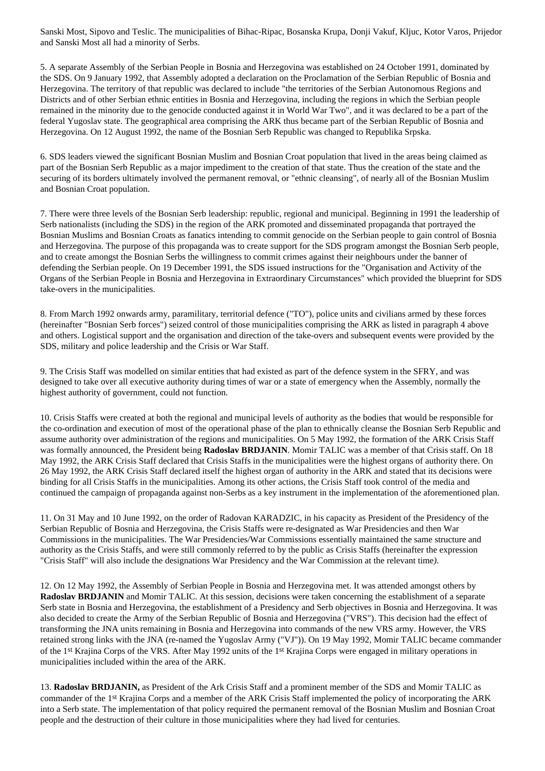Sanski Most, Sipovo and Teslic. The municipalities of Bihac-Ripac, Bosanska Krupa, Donji Vakuf, Kljuc, Kotor Varos, Prijedor and Sanski Most all had a minority of Serbs.

5. A separate Assembly of the Serbian People in Bosnia and Herzegovina was established on 24 October 1991, dominated by the SDS. On 9 January 1992, that Assembly adopted a declaration on the Proclamation of the Serbian Republic of Bosnia and Herzegovina. The territory of that republic was declared to include "the territories of the Serbian Autonomous Regions and Districts and of other Serbian ethnic entities in Bosnia and Herzegovina, including the regions in which the Serbian people remained in the minority due to the genocide conducted against it in World War Two", and it was declared to be a part of the federal Yugoslav state. The geographical area comprising the ARK thus became part of the Serbian Republic of Bosnia and Herzegovina. On 12 August 1992, the name of the Bosnian Serb Republic was changed to Republika Srpska.

6. SDS leaders viewed the significant Bosnian Muslim and Bosnian Croat population that lived in the areas being claimed as part of the Bosnian Serb Republic as a major impediment to the creation of that state. Thus the creation of the state and the securing of its borders ultimately involved the permanent removal, or "ethnic cleansing", of nearly all of the Bosnian Muslim and Bosnian Croat population.

7. There were three levels of the Bosnian Serb leadership: republic, regional and municipal. Beginning in 1991 the leadership of Serb nationalists (including the SDS) in the region of the ARK promoted and disseminated propaganda that portrayed the Bosnian Muslims and Bosnian Croats as fanatics intending to commit genocide on the Serbian people to gain control of Bosnia and Herzegovina. The purpose of this propaganda was to create support for the SDS program amongst the Bosnian Serb people, and to create amongst the Bosnian Serbs the willingness to commit crimes against their neighbours under the banner of defending the Serbian people. On 19 December 1991, the SDS issued instructions for the "Organisation and Activity of the Organs of the Serbian People in Bosnia and Herzegovina in Extraordinary Circumstances" which provided the blueprint for SDS take-overs in the municipalities.

8. From March 1992 onwards army, paramilitary, territorial defence ("TO"), police units and civilians armed by these forces (hereinafter "Bosnian Serb forces") seized control of those municipalities comprising the ARK as listed in paragraph 4 above and others. Logistical support and the organisation and direction of the take-overs and subsequent events were provided by the SDS, military and police leadership and the Crisis or War Staff.

9. The Crisis Staff was modelled on similar entities that had existed as part of the defence system in the SFRY, and was designed to take over all executive authority during times of war or a state of emergency when the Assembly, normally the highest authority of government, could not function.

10. Crisis Staffs were created at both the regional and municipal levels of authority as the bodies that would be responsible for the co-ordination and execution of most of the operational phase of the plan to ethnically cleanse the Bosnian Serb Republic and assume authority over administration of the regions and municipalities. On 5 May 1992, the formation of the ARK Crisis Staff was formally announced, the President being **Radoslav BRDJANIN**. Momir TALIC was a member of that Crisis staff. On 18 May 1992, the ARK Crisis Staff declared that Crisis Staffs in the municipalities were the highest organs of authority there. On 26 May 1992, the ARK Crisis Staff declared itself the highest organ of authority in the ARK and stated that its decisions were binding for all Crisis Staffs in the municipalities. Among its other actions, the Crisis Staff took control of the media and continued the campaign of propaganda against non-Serbs as a key instrument in the implementation of the aforementioned plan.

11. On 31 May and 10 June 1992, on the order of Radovan KARADZIC, in his capacity as President of the Presidency of the Serbian Republic of Bosnia and Herzegovina, the Crisis Staffs were re-designated as War Presidencies and then War Commissions in the municipalities. The War Presidencies/War Commissions essentially maintained the same structure and authority as the Crisis Staffs, and were still commonly referred to by the public as Crisis Staffs (hereinafter the expression "Crisis Staff" will also include the designations War Presidency and the War Commission at the relevant time*).*

12. On 12 May 1992, the Assembly of Serbian People in Bosnia and Herzegovina met. It was attended amongst others by **Radoslav BRDJANIN** and Momir TALIC. At this session, decisions were taken concerning the establishment of a separate Serb state in Bosnia and Herzegovina, the establishment of a Presidency and Serb objectives in Bosnia and Herzegovina. It was also decided to create the Army of the Serbian Republic of Bosnia and Herzegovina ("VRS"). This decision had the effect of transforming the JNA units remaining in Bosnia and Herzegovina into commands of the new VRS army. However, the VRS retained strong links with the JNA (re-named the Yugoslav Army ("VJ")). On 19 May 1992, Momir TALIC became commander of the 1st Krajina Corps of the VRS. After May 1992 units of the 1st Krajina Corps were engaged in military operations in municipalities included within the area of the ARK.

13. **Radoslav BRDJANIN,** as President of the Ark Crisis Staff and a prominent member of the SDS and Momir TALIC as commander of the 1st Krajina Corps and a member of the ARK Crisis Staff implemented the policy of incorporating the ARK into a Serb state. The implementation of that policy required the permanent removal of the Bosnian Muslim and Bosnian Croat people and the destruction of their culture in those municipalities where they had lived for centuries.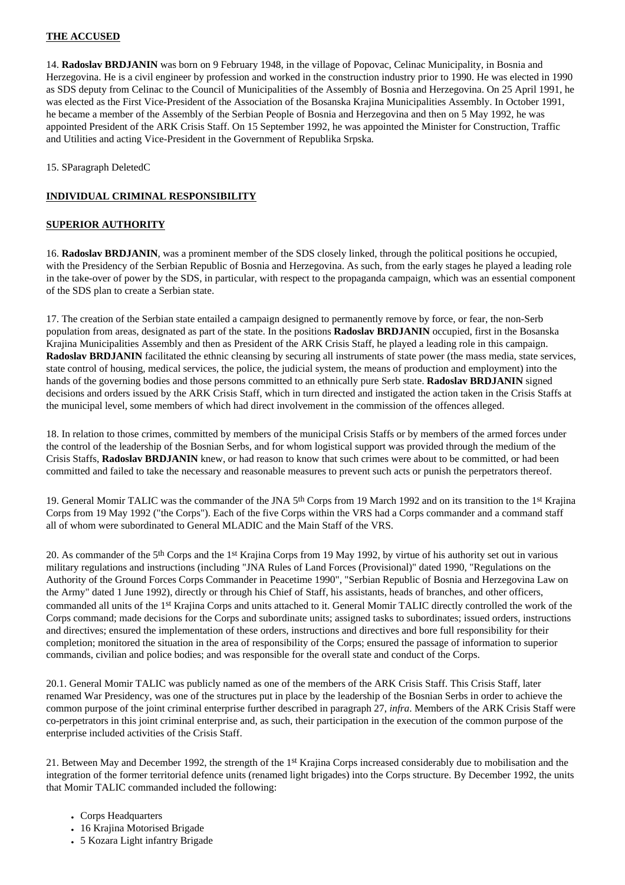## THE ACCUSED

14. **Radoslav BRDJANIN** was born on 9 February 1948, in the village of Popovac, Celinac Municipality, in Bosnia and Herzegovina. He is a civil engineer by profession and worked in the construction industry prior to 1990. He was elected in 1990 as SDS deputy from Celinac to the Council of Municipalities of the Assembly of Bosnia and Herzegovina. On 25 April 1991, he was elected as the First Vice-President of the Association of the Bosanska Krajina Municipalities Assembly. In October 1991, he became a member of the Assembly of the Serbian People of Bosnia and Herzegovina and then on 5 May 1992, he was appointed President of the ARK Crisis Staff. On 15 September 1992, he was appointed the Minister for Construction, Traffic and Utilities and acting Vice-President in the Government of Republika Srpska.

15. SParagraph DeletedC

## INDIVIDUAL CRIMINAL RESPONSIBILITY

## SUPERIOR AUTHORITY

16. **Radoslav BRDJANIN**, was a prominent member of the SDS closely linked, through the political positions he occupied, with the Presidency of the Serbian Republic of Bosnia and Herzegovina. As such, from the early stages he played a leading role in the take-over of power by the SDS, in particular, with respect to the propaganda campaign, which was an essential component of the SDS plan to create a Serbian state.

17. The creation of the Serbian state entailed a campaign designed to permanently remove by force, or fear, the non-Serb population from areas, designated as part of the state. In the positions **Radoslav BRDJANIN** occupied, first in the Bosanska Krajina Municipalities Assembly and then as President of the ARK Crisis Staff, he played a leading role in this campaign. **Radoslav BRDJANIN** facilitated the ethnic cleansing by securing all instruments of state power (the mass media, state services, state control of housing, medical services, the police, the judicial system, the means of production and employment) into the hands of the governing bodies and those persons committed to an ethnically pure Serb state. **Radoslav BRDJANIN** signed decisions and orders issued by the ARK Crisis Staff, which in turn directed and instigated the action taken in the Crisis Staffs at the municipal level, some members of which had direct involvement in the commission of the offences alleged.

18. In relation to those crimes, committed by members of the municipal Crisis Staffs or by members of the armed forces under the control of the leadership of the Bosnian Serbs, and for whom logistical support was provided through the medium of the Crisis Staffs, **Radoslav BRDJANIN** knew, or had reason to know that such crimes were about to be committed, or had been committed and failed to take the necessary and reasonable measures to prevent such acts or punish the perpetrators thereof.

19. General Momir TALIC was the commander of the JNA 5th Corps from 19 March 1992 and on its transition to the 1st Krajina Corps from 19 May 1992 ("the Corps"). Each of the five Corps within the VRS had a Corps commander and a command staff all of whom were subordinated to General MLADIC and the Main Staff of the VRS.

20. As commander of the 5th Corps and the 1st Krajina Corps from 19 May 1992, by virtue of his authority set out in various military regulations and instructions (including "JNA Rules of Land Forces (Provisional)" dated 1990, "Regulations on the Authority of the Ground Forces Corps Commander in Peacetime 1990", "Serbian Republic of Bosnia and Herzegovina Law on the Army" dated 1 June 1992), directly or through his Chief of Staff, his assistants, heads of branches, and other officers, commanded all units of the 1st Krajina Corps and units attached to it. General Momir TALIC directly controlled the work of the Corps command; made decisions for the Corps and subordinate units; assigned tasks to subordinates; issued orders, instructions and directives; ensured the implementation of these orders, instructions and directives and bore full responsibility for their completion; monitored the situation in the area of responsibility of the Corps; ensured the passage of information to superior commands, civilian and police bodies; and was responsible for the overall state and conduct of the Corps.

20.1. General Momir TALIC was publicly named as one of the members of the ARK Crisis Staff. This Crisis Staff, later renamed War Presidency, was one of the structures put in place by the leadership of the Bosnian Serbs in order to achieve the common purpose of the joint criminal enterprise further described in paragraph 27, *infra*. Members of the ARK Crisis Staff were co-perpetrators in this joint criminal enterprise and, as such, their participation in the execution of the common purpose of the enterprise included activities of the Crisis Staff.

21. Between May and December 1992, the strength of the 1st Krajina Corps increased considerably due to mobilisation and the integration of the former territorial defence units (renamed light brigades) into the Corps structure. By December 1992, the units that Momir TALIC commanded included the following:

- Corps Headquarters
- 16 Krajina Motorised Brigade
- 5 Kozara Light infantry Brigade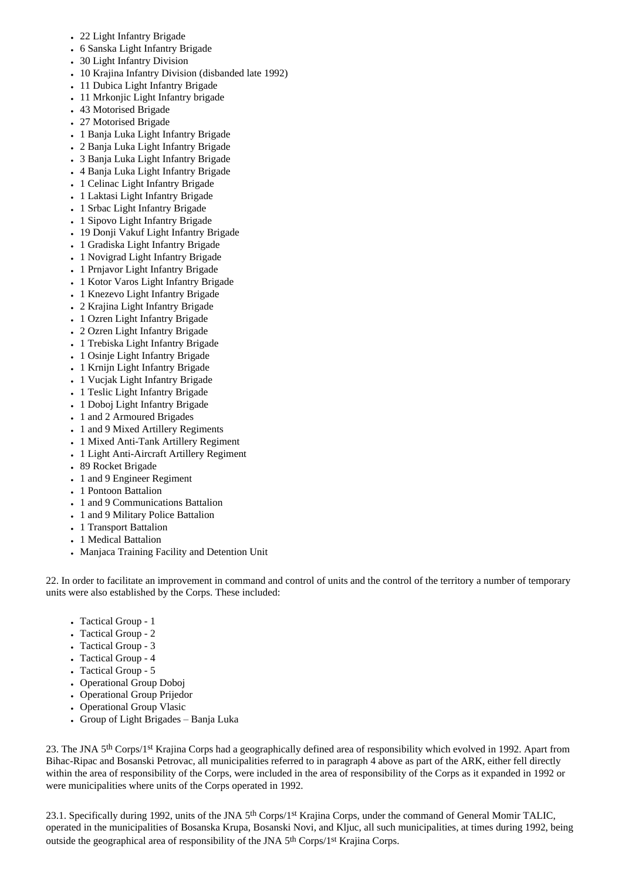- 22 Light Infantry Brigade
- 6 Sanska Light Infantry Brigade
- 30 Light Infantry Division
- 10 Krajina Infantry Division (disbanded late 1992)
- 11 Dubica Light Infantry Brigade
- 11 Mrkonjic Light Infantry brigade
- 43 Motorised Brigade
- 27 Motorised Brigade
- 1 Banja Luka Light Infantry Brigade
- 2 Banja Luka Light Infantry Brigade
- 3 Banja Luka Light Infantry Brigade
- 4 Banja Luka Light Infantry Brigade
- 1 Celinac Light Infantry Brigade
- 1 Laktasi Light Infantry Brigade
- 1 Srbac Light Infantry Brigade
- 1 Sipovo Light Infantry Brigade
- 19 Donji Vakuf Light Infantry Brigade
- 1 Gradiska Light Infantry Brigade
- 1 Novigrad Light Infantry Brigade
- 1 Prnjavor Light Infantry Brigade
- 1 Kotor Varos Light Infantry Brigade
- 1 Knezevo Light Infantry Brigade
- 2 Krajina Light Infantry Brigade
- 1 Ozren Light Infantry Brigade
- 2 Ozren Light Infantry Brigade
- 1 Trebiska Light Infantry Brigade
- 1 Osinje Light Infantry Brigade
- 1 Krnijn Light Infantry Brigade
- 1 Vucjak Light Infantry Brigade
- 1 Teslic Light Infantry Brigade
- 1 Doboj Light Infantry Brigade
- 1 and 2 Armoured Brigades
- 1 and 9 Mixed Artillery Regiments
- 1 Mixed Anti-Tank Artillery Regiment
- 1 Light Anti-Aircraft Artillery Regiment
- 89 Rocket Brigade
- 1 and 9 Engineer Regiment
- 1 Pontoon Battalion
- 1 and 9 Communications Battalion
- 1 and 9 Military Police Battalion
- 1 Transport Battalion
- 1 Medical Battalion
- Manjaca Training Facility and Detention Unit

22. In order to facilitate an improvement in command and control of units and the control of the territory a number of temporary units were also established by the Corps. These included:

- Tactical Group - 1
- Tactical Group - 2
- Tactical Group - 3
- Tactical Group - 4
- Tactical Group - 5
- Operational Group Doboj
- Operational Group Prijedor
- Operational Group Vlasic
- Group of Light Brigades – Banja Luka

23. The JNA 5th Corps/1st Krajina Corps had a geographically defined area of responsibility which evolved in 1992. Apart from Bihac-Ripac and Bosanski Petrovac, all municipalities referred to in paragraph 4 above as part of the ARK, either fell directly within the area of responsibility of the Corps, were included in the area of responsibility of the Corps as it expanded in 1992 or were municipalities where units of the Corps operated in 1992.

23.1. Specifically during 1992, units of the JNA 5th Corps/1st Krajina Corps, under the command of General Momir TALIC, operated in the municipalities of Bosanska Krupa, Bosanski Novi, and Kljuc, all such municipalities, at times during 1992, being outside the geographical area of responsibility of the JNA 5th Corps/1st Krajina Corps.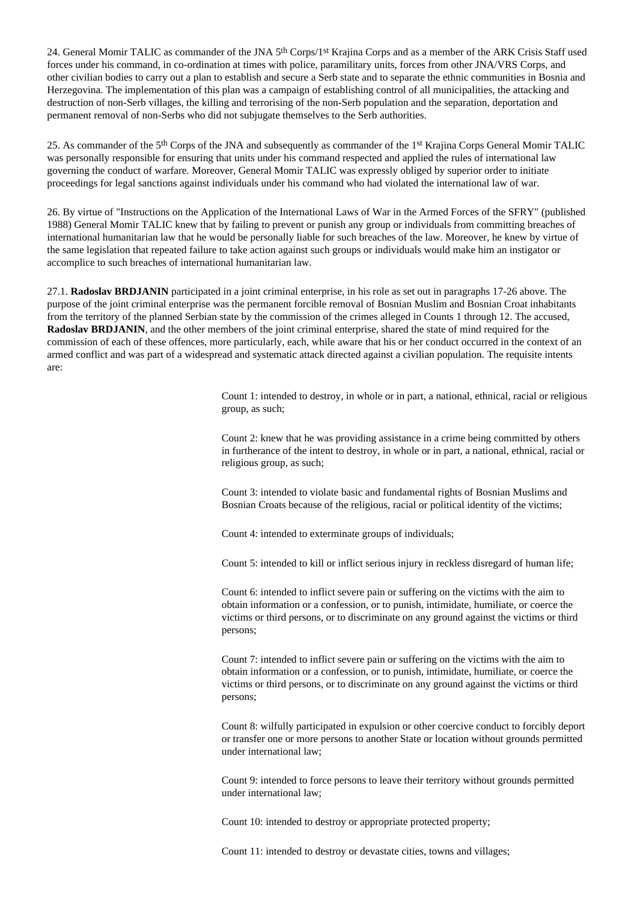24. General Momir TALIC as commander of the JNA 5th Corps/1st Krajina Corps and as a member of the ARK Crisis Staff used forces under his command, in co-ordination at times with police, paramilitary units, forces from other JNA/VRS Corps, and other civilian bodies to carry out a plan to establish and secure a Serb state and to separate the ethnic communities in Bosnia and Herzegovina. The implementation of this plan was a campaign of establishing control of all municipalities, the attacking and destruction of non-Serb villages, the killing and terrorising of the non-Serb population and the separation, deportation and permanent removal of non-Serbs who did not subjugate themselves to the Serb authorities.

25. As commander of the 5th Corps of the JNA and subsequently as commander of the 1st Krajina Corps General Momir TALIC was personally responsible for ensuring that units under his command respected and applied the rules of international law governing the conduct of warfare. Moreover, General Momir TALIC was expressly obliged by superior order to initiate proceedings for legal sanctions against individuals under his command who had violated the international law of war.

26. By virtue of "Instructions on the Application of the International Laws of War in the Armed Forces of the SFRY" (published 1988) General Momir TALIC knew that by failing to prevent or punish any group or individuals from committing breaches of international humanitarian law that he would be personally liable for such breaches of the law. Moreover, he knew by virtue of the same legislation that repeated failure to take action against such groups or individuals would make him an instigator or accomplice to such breaches of international humanitarian law.

27.1. **Radoslav BRDJANIN** participated in a joint criminal enterprise, in his role as set out in paragraphs 17-26 above. The purpose of the joint criminal enterprise was the permanent forcible removal of Bosnian Muslim and Bosnian Croat inhabitants from the territory of the planned Serbian state by the commission of the crimes alleged in Counts 1 through 12. The accused, **Radoslav BRDJANIN**, and the other members of the joint criminal enterprise, shared the state of mind required for the commission of each of these offences, more particularly, each, while aware that his or her conduct occurred in the context of an armed conflict and was part of a widespread and systematic attack directed against a civilian population. The requisite intents are:

> Count 1: intended to destroy, in whole or in part, a national, ethnical, racial or religious group, as such;
>
> Count 2: knew that he was providing assistance in a crime being committed by others in furtherance of the intent to destroy, in whole or in part, a national, ethnical, racial or religious group, as such;
>
> Count 3: intended to violate basic and fundamental rights of Bosnian Muslims and Bosnian Croats because of the religious, racial or political identity of the victims;
>
> Count 4: intended to exterminate groups of individuals;
>
> Count 5: intended to kill or inflict serious injury in reckless disregard of human life;
>
> Count 6: intended to inflict severe pain or suffering on the victims with the aim to obtain information or a confession, or to punish, intimidate, humiliate, or coerce the victims or third persons, or to discriminate on any ground against the victims or third persons;
>
> Count 7: intended to inflict severe pain or suffering on the victims with the aim to obtain information or a confession, or to punish, intimidate, humiliate, or coerce the victims or third persons, or to discriminate on any ground against the victims or third persons;
>
> Count 8: wilfully participated in expulsion or other coercive conduct to forcibly deport or transfer one or more persons to another State or location without grounds permitted under international law;
>
> Count 9: intended to force persons to leave their territory without grounds permitted under international law;
>
> Count 10: intended to destroy or appropriate protected property;
>
> Count 11: intended to destroy or devastate cities, towns and villages;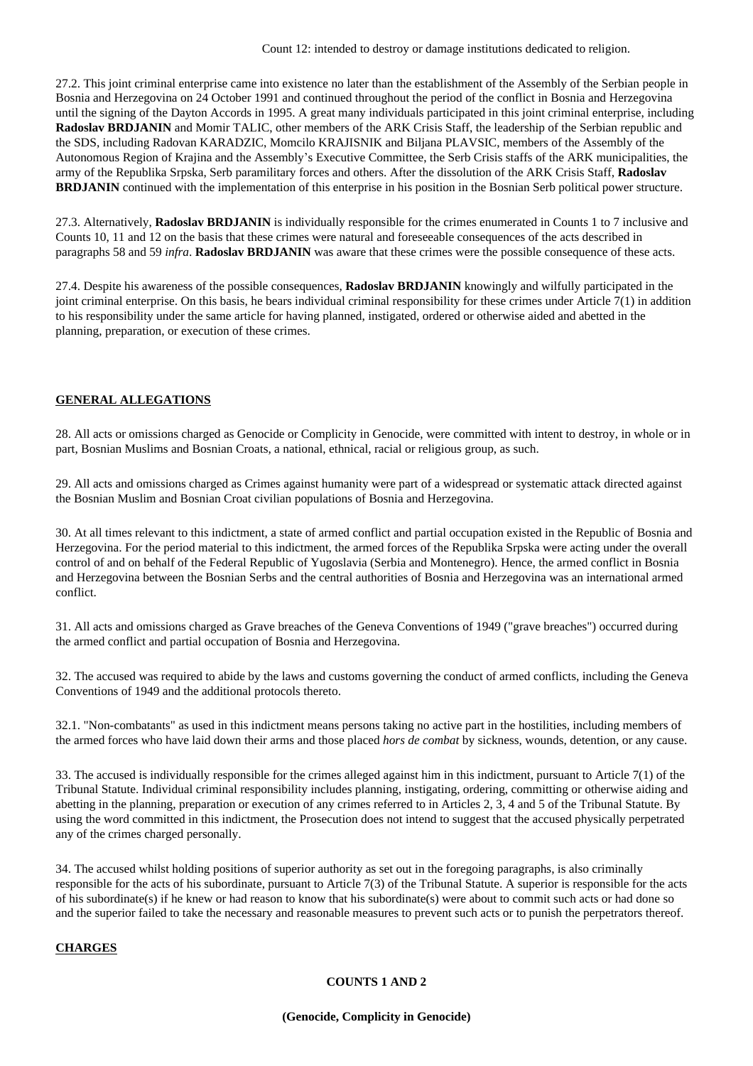Count 12: intended to destroy or damage institutions dedicated to religion.

27.2. This joint criminal enterprise came into existence no later than the establishment of the Assembly of the Serbian people in Bosnia and Herzegovina on 24 October 1991 and continued throughout the period of the conflict in Bosnia and Herzegovina until the signing of the Dayton Accords in 1995. A great many individuals participated in this joint criminal enterprise, including **Radoslav BRDJANIN** and Momir TALIC, other members of the ARK Crisis Staff, the leadership of the Serbian republic and the SDS, including Radovan KARADZIC, Momcilo KRAJISNIK and Biljana PLAVSIC, members of the Assembly of the Autonomous Region of Krajina and the Assembly's Executive Committee, the Serb Crisis staffs of the ARK municipalities, the army of the Republika Srpska, Serb paramilitary forces and others. After the dissolution of the ARK Crisis Staff, **Radoslav BRDJANIN** continued with the implementation of this enterprise in his position in the Bosnian Serb political power structure.

27.3. Alternatively, **Radoslav BRDJANIN** is individually responsible for the crimes enumerated in Counts 1 to 7 inclusive and Counts 10, 11 and 12 on the basis that these crimes were natural and foreseeable consequences of the acts described in paragraphs 58 and 59 *infra*. **Radoslav BRDJANIN** was aware that these crimes were the possible consequence of these acts.

27.4. Despite his awareness of the possible consequences, **Radoslav BRDJANIN** knowingly and wilfully participated in the joint criminal enterprise. On this basis, he bears individual criminal responsibility for these crimes under Article 7(1) in addition to his responsibility under the same article for having planned, instigated, ordered or otherwise aided and abetted in the planning, preparation, or execution of these crimes.

## GENERAL ALLEGATIONS

28. All acts or omissions charged as Genocide or Complicity in Genocide, were committed with intent to destroy, in whole or in part, Bosnian Muslims and Bosnian Croats, a national, ethnical, racial or religious group, as such.

29. All acts and omissions charged as Crimes against humanity were part of a widespread or systematic attack directed against the Bosnian Muslim and Bosnian Croat civilian populations of Bosnia and Herzegovina.

30. At all times relevant to this indictment, a state of armed conflict and partial occupation existed in the Republic of Bosnia and Herzegovina. For the period material to this indictment, the armed forces of the Republika Srpska were acting under the overall control of and on behalf of the Federal Republic of Yugoslavia (Serbia and Montenegro). Hence, the armed conflict in Bosnia and Herzegovina between the Bosnian Serbs and the central authorities of Bosnia and Herzegovina was an international armed conflict.

31. All acts and omissions charged as Grave breaches of the Geneva Conventions of 1949 ("grave breaches") occurred during the armed conflict and partial occupation of Bosnia and Herzegovina.

32. The accused was required to abide by the laws and customs governing the conduct of armed conflicts, including the Geneva Conventions of 1949 and the additional protocols thereto.

32.1. "Non-combatants" as used in this indictment means persons taking no active part in the hostilities, including members of the armed forces who have laid down their arms and those placed *hors de combat* by sickness, wounds, detention, or any cause.

33. The accused is individually responsible for the crimes alleged against him in this indictment, pursuant to Article 7(1) of the Tribunal Statute. Individual criminal responsibility includes planning, instigating, ordering, committing or otherwise aiding and abetting in the planning, preparation or execution of any crimes referred to in Articles 2, 3, 4 and 5 of the Tribunal Statute. By using the word committed in this indictment, the Prosecution does not intend to suggest that the accused physically perpetrated any of the crimes charged personally.

34. The accused whilst holding positions of superior authority as set out in the foregoing paragraphs, is also criminally responsible for the acts of his subordinate, pursuant to Article 7(3) of the Tribunal Statute. A superior is responsible for the acts of his subordinate(s) if he knew or had reason to know that his subordinate(s) were about to commit such acts or had done so and the superior failed to take the necessary and reasonable measures to prevent such acts or to punish the perpetrators thereof.

## CHARGES

### COUNTS 1 AND 2

**(Genocide, Complicity in Genocide)**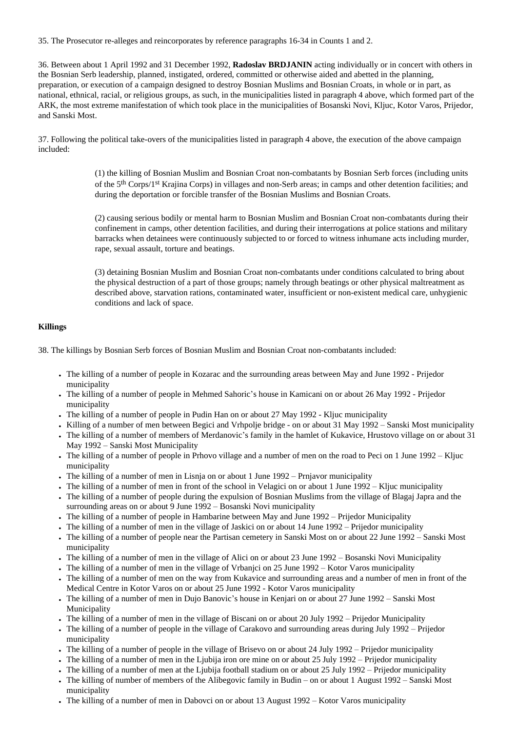35. The Prosecutor re-alleges and reincorporates by reference paragraphs 16-34 in Counts 1 and 2.

36. Between about 1 April 1992 and 31 December 1992, **Radoslav BRDJANIN** acting individually or in concert with others in the Bosnian Serb leadership, planned, instigated, ordered, committed or otherwise aided and abetted in the planning, preparation, or execution of a campaign designed to destroy Bosnian Muslims and Bosnian Croats, in whole or in part, as national, ethnical, racial, or religious groups, as such, in the municipalities listed in paragraph 4 above, which formed part of the ARK, the most extreme manifestation of which took place in the municipalities of Bosanski Novi, Kljuc, Kotor Varos, Prijedor, and Sanski Most.

37. Following the political take-overs of the municipalities listed in paragraph 4 above, the execution of the above campaign included:

> (1) the killing of Bosnian Muslim and Bosnian Croat non-combatants by Bosnian Serb forces (including units of the 5th Corps/1st Krajina Corps) in villages and non-Serb areas; in camps and other detention facilities; and during the deportation or forcible transfer of the Bosnian Muslims and Bosnian Croats.
>
> (2) causing serious bodily or mental harm to Bosnian Muslim and Bosnian Croat non-combatants during their confinement in camps, other detention facilities, and during their interrogations at police stations and military barracks when detainees were continuously subjected to or forced to witness inhumane acts including murder, rape, sexual assault, torture and beatings.
>
> (3) detaining Bosnian Muslim and Bosnian Croat non-combatants under conditions calculated to bring about the physical destruction of a part of those groups; namely through beatings or other physical maltreatment as described above, starvation rations, contaminated water, insufficient or non-existent medical care, unhygienic conditions and lack of space.

**Killings**

38. The killings by Bosnian Serb forces of Bosnian Muslim and Bosnian Croat non-combatants included:

- The killing of a number of people in Kozarac and the surrounding areas between May and June 1992 - Prijedor municipality
- The killing of a number of people in Mehmed Sahoric's house in Kamicani on or about 26 May 1992 - Prijedor municipality
- The killing of a number of people in Pudin Han on or about 27 May 1992 - Kljuc municipality
- Killing of a number of men between Begici and Vrhpolje bridge - on or about 31 May 1992 – Sanski Most municipality
- The killing of a number of members of Merdanovic's family in the hamlet of Kukavice, Hrustovo village on or about 31 May 1992 – Sanski Most Municipality
- The killing of a number of people in Prhovo village and a number of men on the road to Peci on 1 June 1992 – Kljuc municipality
- The killing of a number of men in Lisnja on or about 1 June 1992 – Prnjavor municipality
- The killing of a number of men in front of the school in Velagici on or about 1 June 1992 – Kljuc municipality
- The killing of a number of people during the expulsion of Bosnian Muslims from the village of Blagaj Japra and the surrounding areas on or about 9 June 1992 – Bosanski Novi municipality
- The killing of a number of people in Hambarine between May and June 1992 – Prijedor Municipality
- The killing of a number of men in the village of Jaskici on or about 14 June 1992 – Prijedor municipality
- The killing of a number of people near the Partisan cemetery in Sanski Most on or about 22 June 1992 – Sanski Most municipality
- The killing of a number of men in the village of Alici on or about 23 June 1992 – Bosanski Novi Municipality
- The killing of a number of men in the village of Vrbanjci on 25 June 1992 – Kotor Varos municipality
- The killing of a number of men on the way from Kukavice and surrounding areas and a number of men in front of the Medical Centre in Kotor Varos on or about 25 June 1992 - Kotor Varos municipality
- The killing of a number of men in Dujo Banovic's house in Kenjari on or about 27 June 1992 – Sanski Most Municipality
- The killing of a number of men in the village of Biscani on or about 20 July 1992 – Prijedor Municipality
- The killing of a number of people in the village of Carakovo and surrounding areas during July 1992 – Prijedor municipality
- The killing of a number of people in the village of Brisevo on or about 24 July 1992 – Prijedor municipality
- The killing of a number of men in the Ljubija iron ore mine on or about 25 July 1992 – Prijedor municipality
- The killing of a number of men at the Ljubija football stadium on or about 25 July 1992 – Prijedor municipality
- The killing of number of members of the Alibegovic family in Budin – on or about 1 August 1992 – Sanski Most municipality
- The killing of a number of men in Dabovci on or about 13 August 1992 – Kotor Varos municipality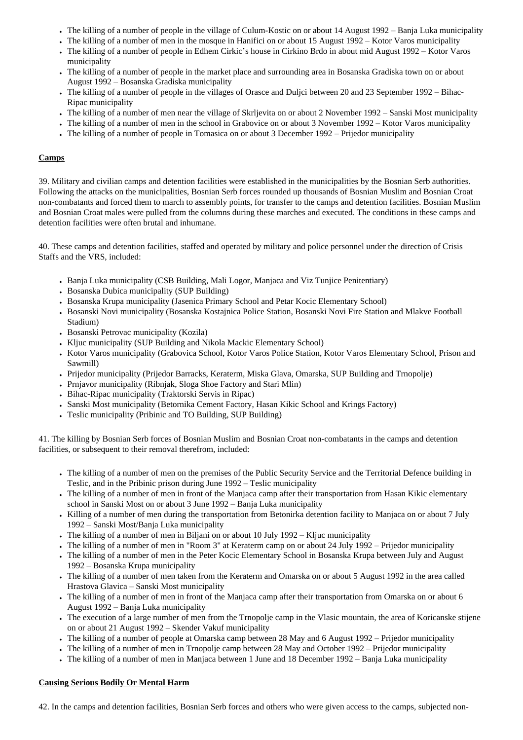- The killing of a number of people in the village of Culum-Kostic on or about 14 August 1992 – Banja Luka municipality
- The killing of a number of men in the mosque in Hanifici on or about 15 August 1992 – Kotor Varos municipality
- The killing of a number of people in Edhem Cirkic's house in Cirkino Brdo in about mid August 1992 – Kotor Varos municipality
- The killing of a number of people in the market place and surrounding area in Bosanska Gradiska town on or about August 1992 – Bosanska Gradiska municipality
- The killing of a number of people in the villages of Orasce and Duljci between 20 and 23 September 1992 – Bihac-Ripac municipality
- The killing of a number of men near the village of Skrljevita on or about 2 November 1992 – Sanski Most municipality
- The killing of a number of men in the school in Grabovice on or about 3 November 1992 – Kotor Varos municipality
- The killing of a number of people in Tomasica on or about 3 December 1992 – Prijedor municipality

**Camps**

39. Military and civilian camps and detention facilities were established in the municipalities by the Bosnian Serb authorities. Following the attacks on the municipalities, Bosnian Serb forces rounded up thousands of Bosnian Muslim and Bosnian Croat non-combatants and forced them to march to assembly points, for transfer to the camps and detention facilities. Bosnian Muslim and Bosnian Croat males were pulled from the columns during these marches and executed. The conditions in these camps and detention facilities were often brutal and inhumane.

40. These camps and detention facilities, staffed and operated by military and police personnel under the direction of Crisis Staffs and the VRS, included:

- Banja Luka municipality (CSB Building, Mali Logor, Manjaca and Viz Tunjice Penitentiary)
- Bosanska Dubica municipality (SUP Building)
- Bosanska Krupa municipality (Jasenica Primary School and Petar Kocic Elementary School)
- Bosanski Novi municipality (Bosanska Kostajnica Police Station, Bosanski Novi Fire Station and Mlakve Football Stadium)
- Bosanski Petrovac municipality (Kozila)
- Kljuc municipality (SUP Building and Nikola Mackic Elementary School)
- Kotor Varos municipality (Grabovica School, Kotor Varos Police Station, Kotor Varos Elementary School, Prison and Sawmill)
- Prijedor municipality (Prijedor Barracks, Keraterm, Miska Glava, Omarska, SUP Building and Trnopolje)
- Prnjavor municipality (Ribnjak, Sloga Shoe Factory and Stari Mlin)
- Bihac-Ripac municipality (Traktorski Servis in Ripac)
- Sanski Most municipality (Betornika Cement Factory, Hasan Kikic School and Krings Factory)
- Teslic municipality (Pribinic and TO Building, SUP Building)

41. The killing by Bosnian Serb forces of Bosnian Muslim and Bosnian Croat non-combatants in the camps and detention facilities, or subsequent to their removal therefrom, included:

- The killing of a number of men on the premises of the Public Security Service and the Territorial Defence building in Teslic, and in the Pribinic prison during June 1992 – Teslic municipality
- The killing of a number of men in front of the Manjaca camp after their transportation from Hasan Kikic elementary school in Sanski Most on or about 3 June 1992 – Banja Luka municipality
- Killing of a number of men during the transportation from Betonirka detention facility to Manjaca on or about 7 July 1992 – Sanski Most/Banja Luka municipality
- The killing of a number of men in Biljani on or about 10 July 1992 – Kljuc municipality
- The killing of a number of men in "Room 3" at Keraterm camp on or about 24 July 1992 – Prijedor municipality
- The killing of a number of men in the Peter Kocic Elementary School in Bosanska Krupa between July and August 1992 – Bosanska Krupa municipality
- The killing of a number of men taken from the Keraterm and Omarska on or about 5 August 1992 in the area called Hrastova Glavica – Sanski Most municipality
- The killing of a number of men in front of the Manjaca camp after their transportation from Omarska on or about 6 August 1992 – Banja Luka municipality
- The execution of a large number of men from the Trnopolje camp in the Vlasic mountain, the area of Koricanske stijene on or about 21 August 1992 – Skender Vakuf municipality
- The killing of a number of people at Omarska camp between 28 May and 6 August 1992 – Prijedor municipality
- The killing of a number of men in Trnopolje camp between 28 May and October 1992 – Prijedor municipality
- The killing of a number of men in Manjaca between 1 June and 18 December 1992 – Banja Luka municipality

**Causing Serious Bodily Or Mental Harm**

42. In the camps and detention facilities, Bosnian Serb forces and others who were given access to the camps, subjected non-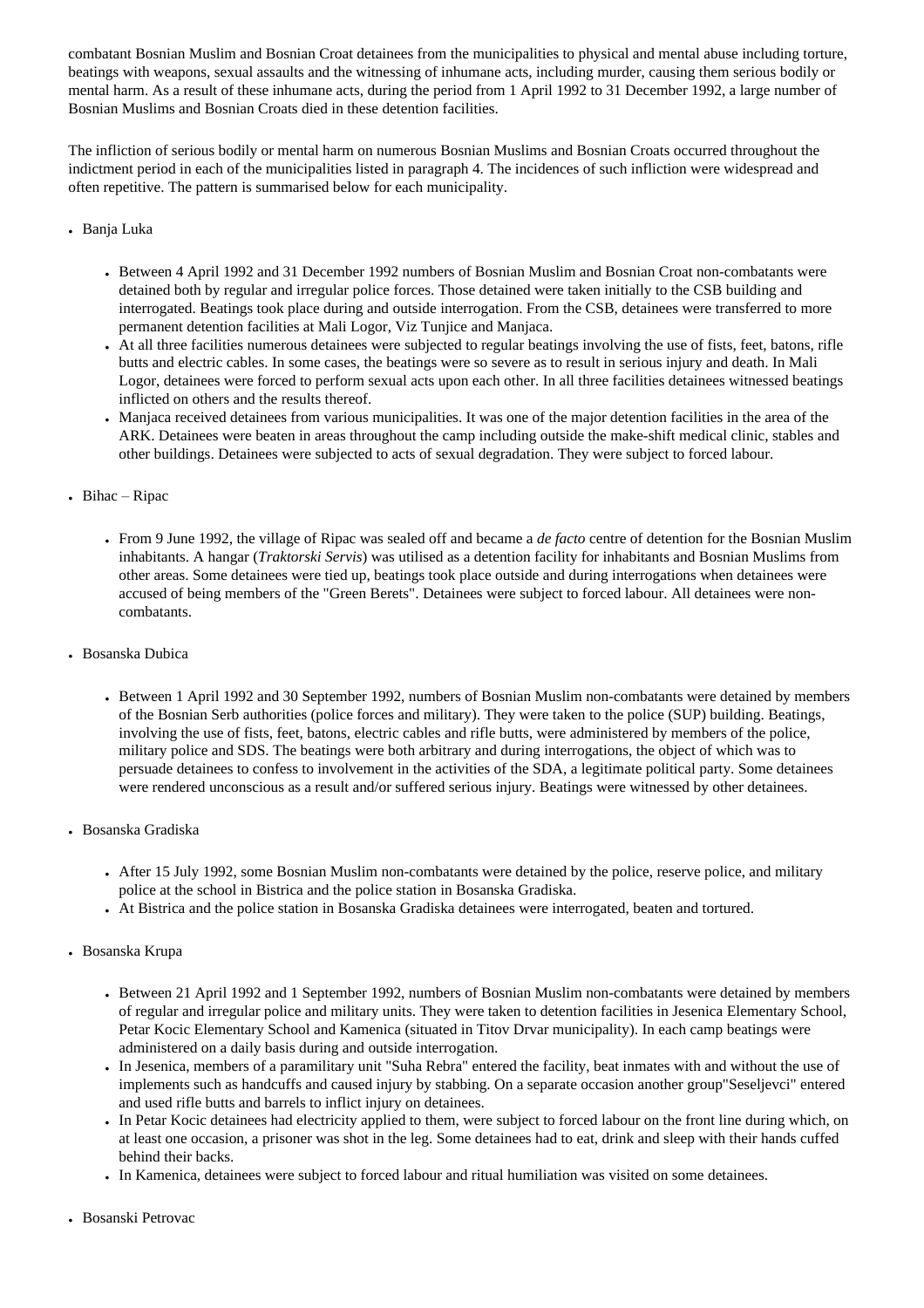combatant Bosnian Muslim and Bosnian Croat detainees from the municipalities to physical and mental abuse including torture, beatings with weapons, sexual assaults and the witnessing of inhumane acts, including murder, causing them serious bodily or mental harm. As a result of these inhumane acts, during the period from 1 April 1992 to 31 December 1992, a large number of Bosnian Muslims and Bosnian Croats died in these detention facilities.

The infliction of serious bodily or mental harm on numerous Bosnian Muslims and Bosnian Croats occurred throughout the indictment period in each of the municipalities listed in paragraph 4. The incidences of such infliction were widespread and often repetitive. The pattern is summarised below for each municipality.

- Banja Luka
  - Between 4 April 1992 and 31 December 1992 numbers of Bosnian Muslim and Bosnian Croat non-combatants were detained both by regular and irregular police forces. Those detained were taken initially to the CSB building and interrogated. Beatings took place during and outside interrogation. From the CSB, detainees were transferred to more permanent detention facilities at Mali Logor, Viz Tunjice and Manjaca.
  - At all three facilities numerous detainees were subjected to regular beatings involving the use of fists, feet, batons, rifle butts and electric cables. In some cases, the beatings were so severe as to result in serious injury and death. In Mali Logor, detainees were forced to perform sexual acts upon each other. In all three facilities detainees witnessed beatings inflicted on others and the results thereof.
  - Manjaca received detainees from various municipalities. It was one of the major detention facilities in the area of the ARK. Detainees were beaten in areas throughout the camp including outside the make-shift medical clinic, stables and other buildings. Detainees were subjected to acts of sexual degradation. They were subject to forced labour.
- Bihac – Ripac
  - From 9 June 1992, the village of Ripac was sealed off and became a *de facto* centre of detention for the Bosnian Muslim inhabitants. A hangar (*Traktorski Servis*) was utilised as a detention facility for inhabitants and Bosnian Muslims from other areas. Some detainees were tied up, beatings took place outside and during interrogations when detainees were accused of being members of the "Green Berets". Detainees were subject to forced labour. All detainees were non-combatants.
- Bosanska Dubica
  - Between 1 April 1992 and 30 September 1992, numbers of Bosnian Muslim non-combatants were detained by members of the Bosnian Serb authorities (police forces and military). They were taken to the police (SUP) building. Beatings, involving the use of fists, feet, batons, electric cables and rifle butts, were administered by members of the police, military police and SDS. The beatings were both arbitrary and during interrogations, the object of which was to persuade detainees to confess to involvement in the activities of the SDA, a legitimate political party. Some detainees were rendered unconscious as a result and/or suffered serious injury. Beatings were witnessed by other detainees.
- Bosanska Gradiska
  - After 15 July 1992, some Bosnian Muslim non-combatants were detained by the police, reserve police, and military police at the school in Bistrica and the police station in Bosanska Gradiska.
  - At Bistrica and the police station in Bosanska Gradiska detainees were interrogated, beaten and tortured.
- Bosanska Krupa
  - Between 21 April 1992 and 1 September 1992, numbers of Bosnian Muslim non-combatants were detained by members of regular and irregular police and military units. They were taken to detention facilities in Jesenica Elementary School, Petar Kocic Elementary School and Kamenica (situated in Titov Drvar municipality). In each camp beatings were administered on a daily basis during and outside interrogation.
  - In Jesenica, members of a paramilitary unit "Suha Rebra" entered the facility, beat inmates with and without the use of implements such as handcuffs and caused injury by stabbing. On a separate occasion another group"Seseljevci" entered and used rifle butts and barrels to inflict injury on detainees.
  - In Petar Kocic detainees had electricity applied to them, were subject to forced labour on the front line during which, on at least one occasion, a prisoner was shot in the leg. Some detainees had to eat, drink and sleep with their hands cuffed behind their backs.
  - In Kamenica, detainees were subject to forced labour and ritual humiliation was visited on some detainees.
- Bosanski Petrovac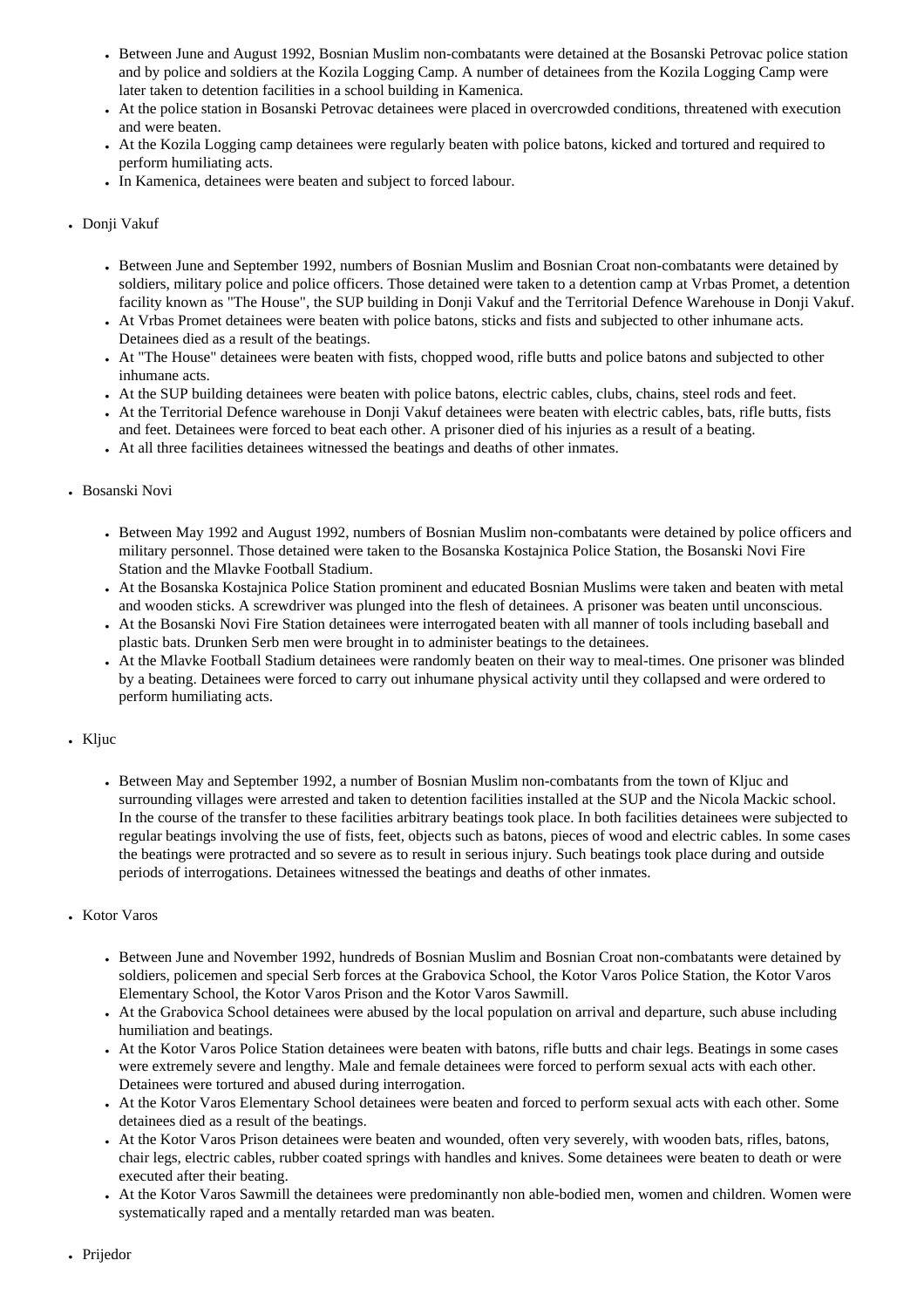- Between June and August 1992, Bosnian Muslim non-combatants were detained at the Bosanski Petrovac police station and by police and soldiers at the Kozila Logging Camp. A number of detainees from the Kozila Logging Camp were later taken to detention facilities in a school building in Kamenica.
- At the police station in Bosanski Petrovac detainees were placed in overcrowded conditions, threatened with execution and were beaten.
- At the Kozila Logging camp detainees were regularly beaten with police batons, kicked and tortured and required to perform humiliating acts.
- In Kamenica, detainees were beaten and subject to forced labour.

- Donji Vakuf
    - Between June and September 1992, numbers of Bosnian Muslim and Bosnian Croat non-combatants were detained by soldiers, military police and police officers. Those detained were taken to a detention camp at Vrbas Promet, a detention facility known as "The House", the SUP building in Donji Vakuf and the Territorial Defence Warehouse in Donji Vakuf.
    - At Vrbas Promet detainees were beaten with police batons, sticks and fists and subjected to other inhumane acts. Detainees died as a result of the beatings.
    - At "The House" detainees were beaten with fists, chopped wood, rifle butts and police batons and subjected to other inhumane acts.
    - At the SUP building detainees were beaten with police batons, electric cables, clubs, chains, steel rods and feet.
    - At the Territorial Defence warehouse in Donji Vakuf detainees were beaten with electric cables, bats, rifle butts, fists and feet. Detainees were forced to beat each other. A prisoner died of his injuries as a result of a beating.
    - At all three facilities detainees witnessed the beatings and deaths of other inmates.

- Bosanski Novi
    - Between May 1992 and August 1992, numbers of Bosnian Muslim non-combatants were detained by police officers and military personnel. Those detained were taken to the Bosanska Kostajnica Police Station, the Bosanski Novi Fire Station and the Mlavke Football Stadium.
    - At the Bosanska Kostajnica Police Station prominent and educated Bosnian Muslims were taken and beaten with metal and wooden sticks. A screwdriver was plunged into the flesh of detainees. A prisoner was beaten until unconscious.
    - At the Bosanski Novi Fire Station detainees were interrogated beaten with all manner of tools including baseball and plastic bats. Drunken Serb men were brought in to administer beatings to the detainees.
    - At the Mlavke Football Stadium detainees were randomly beaten on their way to meal-times. One prisoner was blinded by a beating. Detainees were forced to carry out inhumane physical activity until they collapsed and were ordered to perform humiliating acts.

- Kljuc
    - Between May and September 1992, a number of Bosnian Muslim non-combatants from the town of Kljuc and surrounding villages were arrested and taken to detention facilities installed at the SUP and the Nicola Mackic school. In the course of the transfer to these facilities arbitrary beatings took place. In both facilities detainees were subjected to regular beatings involving the use of fists, feet, objects such as batons, pieces of wood and electric cables. In some cases the beatings were protracted and so severe as to result in serious injury. Such beatings took place during and outside periods of interrogations. Detainees witnessed the beatings and deaths of other inmates.

- Kotor Varos
    - Between June and November 1992, hundreds of Bosnian Muslim and Bosnian Croat non-combatants were detained by soldiers, policemen and special Serb forces at the Grabovica School, the Kotor Varos Police Station, the Kotor Varos Elementary School, the Kotor Varos Prison and the Kotor Varos Sawmill.
    - At the Grabovica School detainees were abused by the local population on arrival and departure, such abuse including humiliation and beatings.
    - At the Kotor Varos Police Station detainees were beaten with batons, rifle butts and chair legs. Beatings in some cases were extremely severe and lengthy. Male and female detainees were forced to perform sexual acts with each other. Detainees were tortured and abused during interrogation.
    - At the Kotor Varos Elementary School detainees were beaten and forced to perform sexual acts with each other. Some detainees died as a result of the beatings.
    - At the Kotor Varos Prison detainees were beaten and wounded, often very severely, with wooden bats, rifles, batons, chair legs, electric cables, rubber coated springs with handles and knives. Some detainees were beaten to death or were executed after their beating.
    - At the Kotor Varos Sawmill the detainees were predominantly non able-bodied men, women and children. Women were systematically raped and a mentally retarded man was beaten.

- Prijedor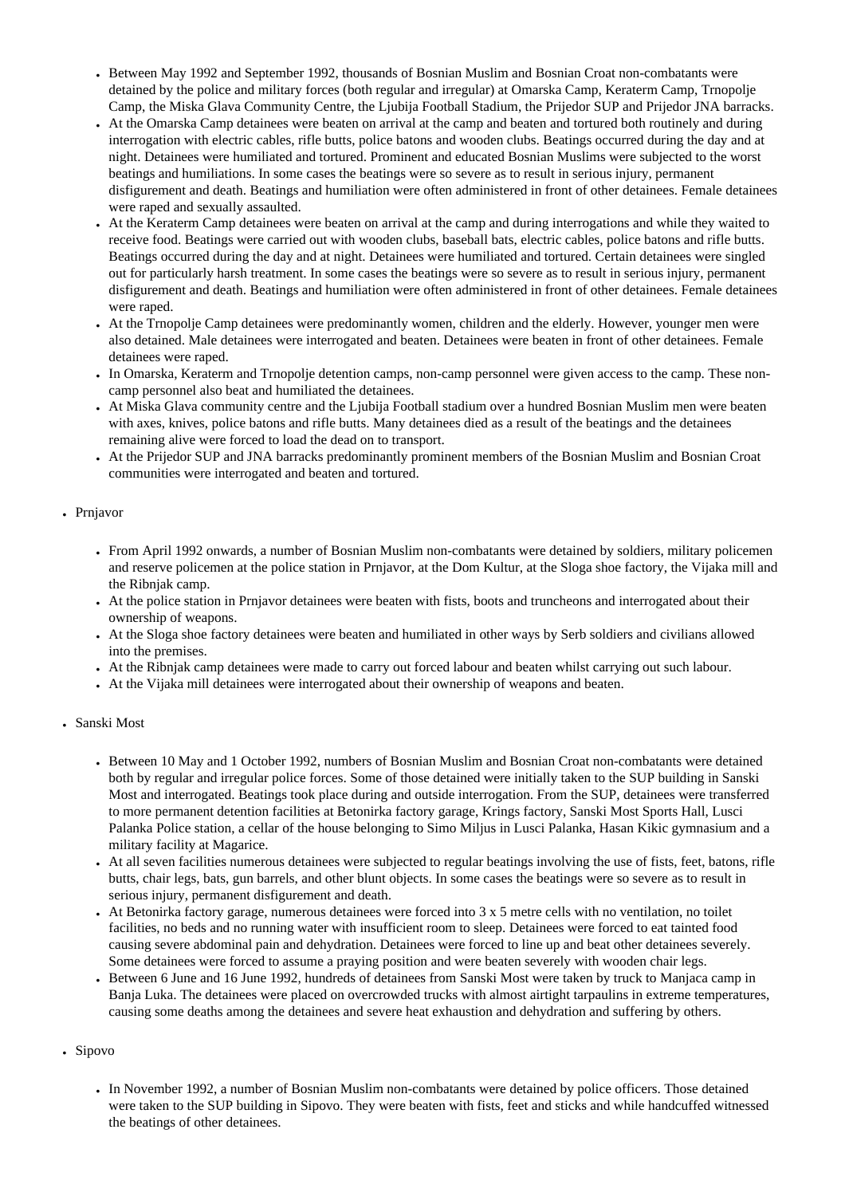- Between May 1992 and September 1992, thousands of Bosnian Muslim and Bosnian Croat non-combatants were detained by the police and military forces (both regular and irregular) at Omarska Camp, Keraterm Camp, Trnopolje Camp, the Miska Glava Community Centre, the Ljubija Football Stadium, the Prijedor SUP and Prijedor JNA barracks.
  - At the Omarska Camp detainees were beaten on arrival at the camp and beaten and tortured both routinely and during interrogation with electric cables, rifle butts, police batons and wooden clubs. Beatings occurred during the day and at night. Detainees were humiliated and tortured. Prominent and educated Bosnian Muslims were subjected to the worst beatings and humiliations. In some cases the beatings were so severe as to result in serious injury, permanent disfigurement and death. Beatings and humiliation were often administered in front of other detainees. Female detainees were raped and sexually assaulted.
  - At the Keraterm Camp detainees were beaten on arrival at the camp and during interrogations and while they waited to receive food. Beatings were carried out with wooden clubs, baseball bats, electric cables, police batons and rifle butts. Beatings occurred during the day and at night. Detainees were humiliated and tortured. Certain detainees were singled out for particularly harsh treatment. In some cases the beatings were so severe as to result in serious injury, permanent disfigurement and death. Beatings and humiliation were often administered in front of other detainees. Female detainees were raped.
  - At the Trnopolje Camp detainees were predominantly women, children and the elderly. However, younger men were also detained. Male detainees were interrogated and beaten. Detainees were beaten in front of other detainees. Female detainees were raped.
  - In Omarska, Keraterm and Trnopolje detention camps, non-camp personnel were given access to the camp. These non-camp personnel also beat and humiliated the detainees.
  - At Miska Glava community centre and the Ljubija Football stadium over a hundred Bosnian Muslim men were beaten with axes, knives, police batons and rifle butts. Many detainees died as a result of the beatings and the detainees remaining alive were forced to load the dead on to transport.
  - At the Prijedor SUP and JNA barracks predominantly prominent members of the Bosnian Muslim and Bosnian Croat communities were interrogated and beaten and tortured.

- Prnjavor

  - From April 1992 onwards, a number of Bosnian Muslim non-combatants were detained by soldiers, military policemen and reserve policemen at the police station in Prnjavor, at the Dom Kultur, at the Sloga shoe factory, the Vijaka mill and the Ribnjak camp.
  - At the police station in Prnjavor detainees were beaten with fists, boots and truncheons and interrogated about their ownership of weapons.
  - At the Sloga shoe factory detainees were beaten and humiliated in other ways by Serb soldiers and civilians allowed into the premises.
  - At the Ribnjak camp detainees were made to carry out forced labour and beaten whilst carrying out such labour.
  - At the Vijaka mill detainees were interrogated about their ownership of weapons and beaten.

- Sanski Most

  - Between 10 May and 1 October 1992, numbers of Bosnian Muslim and Bosnian Croat non-combatants were detained both by regular and irregular police forces. Some of those detained were initially taken to the SUP building in Sanski Most and interrogated. Beatings took place during and outside interrogation. From the SUP, detainees were transferred to more permanent detention facilities at Betonirka factory garage, Krings factory, Sanski Most Sports Hall, Lusci Palanka Police station, a cellar of the house belonging to Simo Miljus in Lusci Palanka, Hasan Kikic gymnasium and a military facility at Magarice.
  - At all seven facilities numerous detainees were subjected to regular beatings involving the use of fists, feet, batons, rifle butts, chair legs, bats, gun barrels, and other blunt objects. In some cases the beatings were so severe as to result in serious injury, permanent disfigurement and death.
  - At Betonirka factory garage, numerous detainees were forced into 3 x 5 metre cells with no ventilation, no toilet facilities, no beds and no running water with insufficient room to sleep. Detainees were forced to eat tainted food causing severe abdominal pain and dehydration. Detainees were forced to line up and beat other detainees severely. Some detainees were forced to assume a praying position and were beaten severely with wooden chair legs.
  - Between 6 June and 16 June 1992, hundreds of detainees from Sanski Most were taken by truck to Manjaca camp in Banja Luka. The detainees were placed on overcrowded trucks with almost airtight tarpaulins in extreme temperatures, causing some deaths among the detainees and severe heat exhaustion and dehydration and suffering by others.

- Sipovo

  - In November 1992, a number of Bosnian Muslim non-combatants were detained by police officers. Those detained were taken to the SUP building in Sipovo. They were beaten with fists, feet and sticks and while handcuffed witnessed the beatings of other detainees.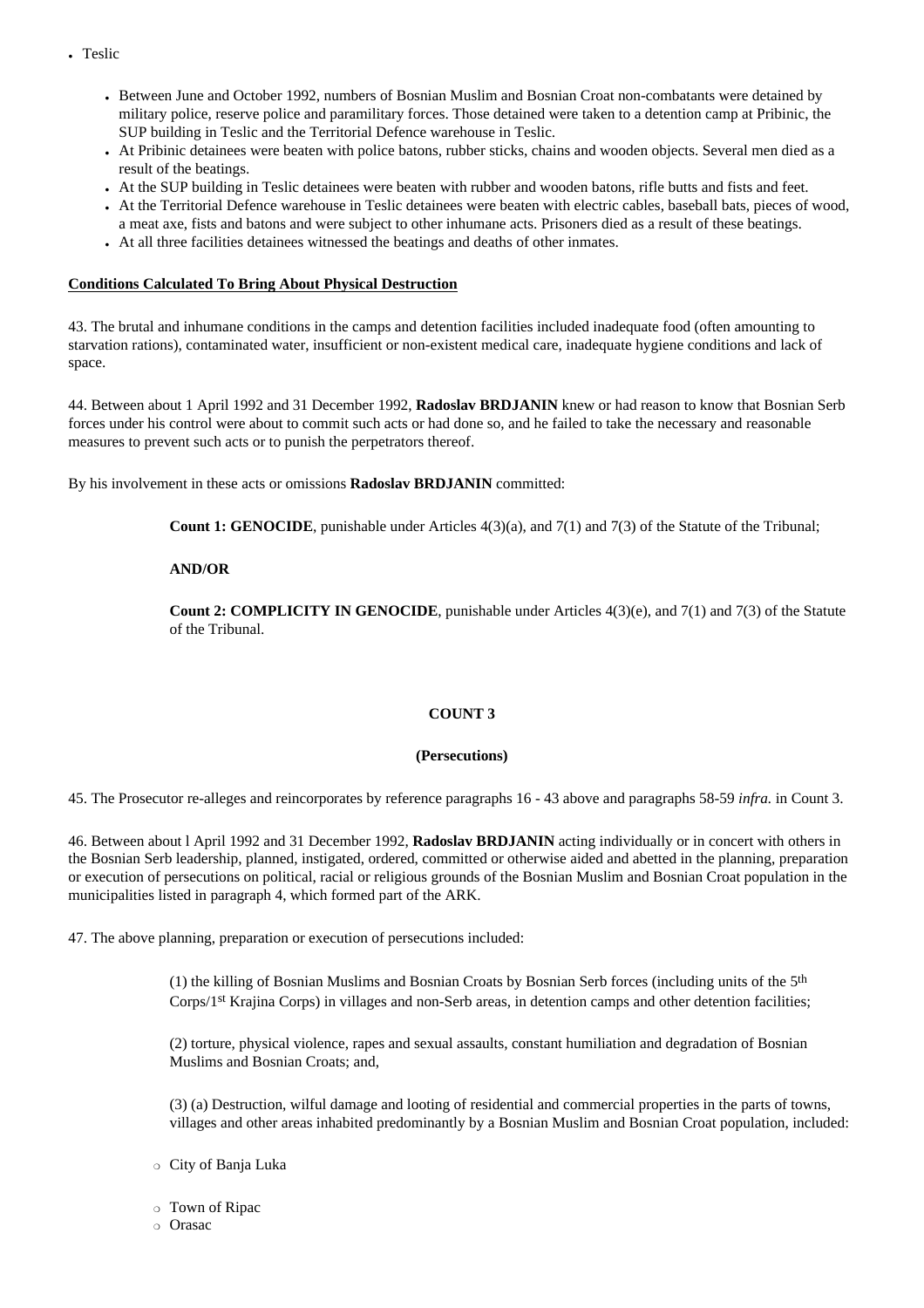- Teslic
    - Between June and October 1992, numbers of Bosnian Muslim and Bosnian Croat non-combatants were detained by military police, reserve police and paramilitary forces. Those detained were taken to a detention camp at Pribinic, the SUP building in Teslic and the Territorial Defence warehouse in Teslic.
    - At Pribinic detainees were beaten with police batons, rubber sticks, chains and wooden objects. Several men died as a result of the beatings.
    - At the SUP building in Teslic detainees were beaten with rubber and wooden batons, rifle butts and fists and feet.
    - At the Territorial Defence warehouse in Teslic detainees were beaten with electric cables, baseball bats, pieces of wood, a meat axe, fists and batons and were subject to other inhumane acts. Prisoners died as a result of these beatings.
    - At all three facilities detainees witnessed the beatings and deaths of other inmates.

**Conditions Calculated To Bring About Physical Destruction**

43. The brutal and inhumane conditions in the camps and detention facilities included inadequate food (often amounting to starvation rations), contaminated water, insufficient or non-existent medical care, inadequate hygiene conditions and lack of space.

44. Between about 1 April 1992 and 31 December 1992, **Radoslav BRDJANIN** knew or had reason to know that Bosnian Serb forces under his control were about to commit such acts or had done so, and he failed to take the necessary and reasonable measures to prevent such acts or to punish the perpetrators thereof.

By his involvement in these acts or omissions **Radoslav BRDJANIN** committed:

> **Count 1: GENOCIDE**, punishable under Articles 4(3)(a), and 7(1) and 7(3) of the Statute of the Tribunal;
>
> **AND/OR**
>
> **Count 2: COMPLICITY IN GENOCIDE**, punishable under Articles 4(3)(e), and 7(1) and 7(3) of the Statute of the Tribunal.

**COUNT 3**

**(Persecutions)**

45. The Prosecutor re-alleges and reincorporates by reference paragraphs 16 - 43 above and paragraphs 58-59 *infra.* in Count 3.

46. Between about l April 1992 and 31 December 1992, **Radoslav BRDJANIN** acting individually or in concert with others in the Bosnian Serb leadership, planned, instigated, ordered, committed or otherwise aided and abetted in the planning, preparation or execution of persecutions on political, racial or religious grounds of the Bosnian Muslim and Bosnian Croat population in the municipalities listed in paragraph 4, which formed part of the ARK.

47. The above planning, preparation or execution of persecutions included:

> (1) the killing of Bosnian Muslims and Bosnian Croats by Bosnian Serb forces (including units of the 5th Corps/1st Krajina Corps) in villages and non-Serb areas, in detention camps and other detention facilities;
>
> (2) torture, physical violence, rapes and sexual assaults, constant humiliation and degradation of Bosnian Muslims and Bosnian Croats; and,
>
> (3) (a) Destruction, wilful damage and looting of residential and commercial properties in the parts of towns, villages and other areas inhabited predominantly by a Bosnian Muslim and Bosnian Croat population, included:

- City of Banja Luka
- Town of Ripac
- Orasac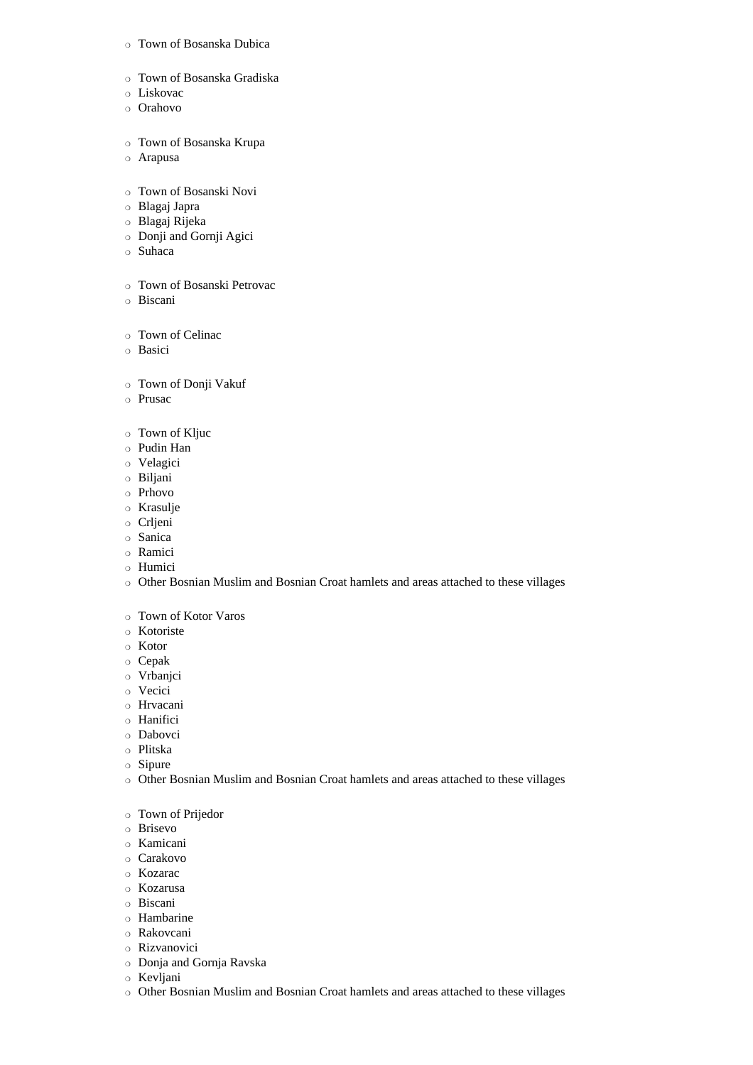- Town of Bosanska Dubica

- Town of Bosanska Gradiska
- Liskovac
- Orahovo

- Town of Bosanska Krupa
- Arapusa

- Town of Bosanski Novi
- Blagaj Japra
- Blagaj Rijeka
- Donji and Gornji Agici
- Suhaca

- Town of Bosanski Petrovac
- Biscani

- Town of Celinac
- Basici

- Town of Donji Vakuf
- Prusac

- Town of Kljuc
- Pudin Han
- Velagici
- Biljani
- Prhovo
- Krasulje
- Crljeni
- Sanica
- Ramici
- Humici
- Other Bosnian Muslim and Bosnian Croat hamlets and areas attached to these villages

- Town of Kotor Varos
- Kotoriste
- Kotor
- Cepak
- Vrbanjci
- Vecici
- Hrvacani
- Hanifici
- Dabovci
- Plitska
- Sipure
- Other Bosnian Muslim and Bosnian Croat hamlets and areas attached to these villages

- Town of Prijedor
- Brisevo
- Kamicani
- Carakovo
- Kozarac
- Kozarusa
- Biscani
- Hambarine
- Rakovcani
- Rizvanovici
- Donja and Gornja Ravska
- Kevljani
- Other Bosnian Muslim and Bosnian Croat hamlets and areas attached to these villages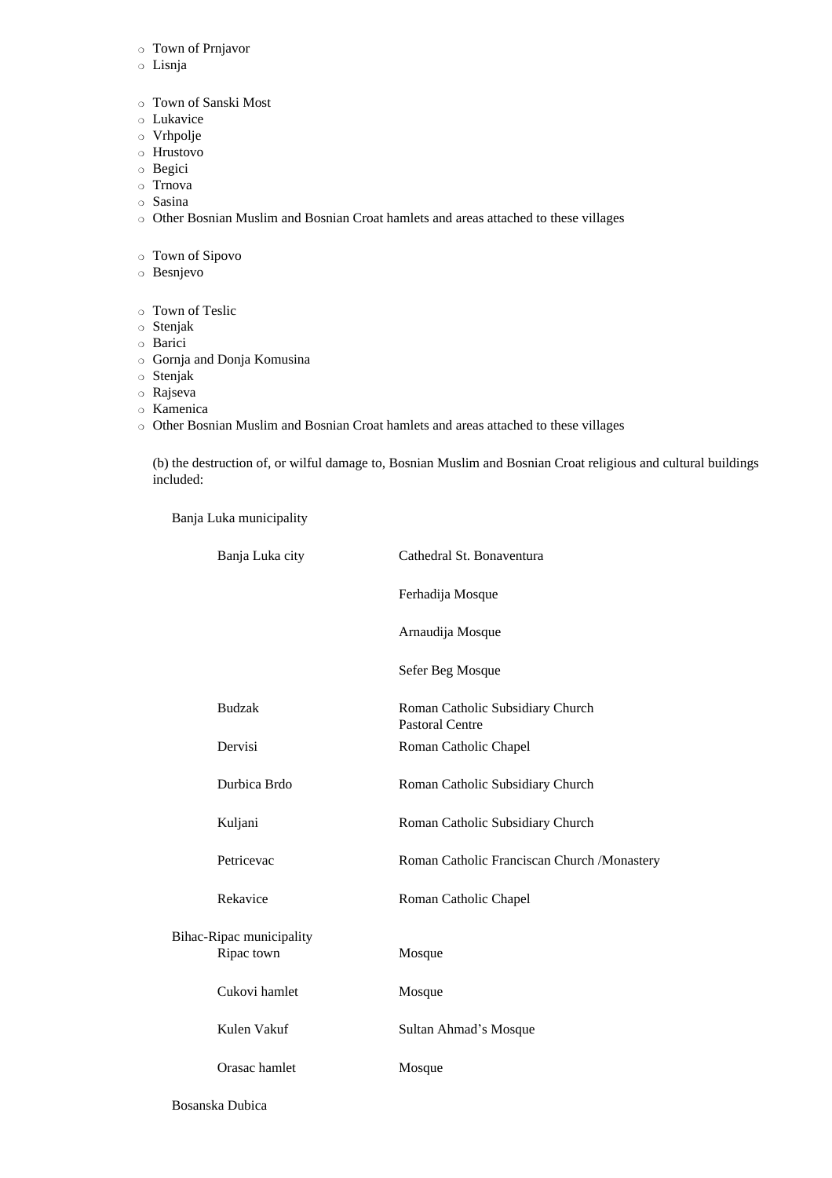- Town of Prnjavor
- Lisnja

- Town of Sanski Most
- Lukavice
- Vrhpolje
- Hrustovo
- Begici
- Trnova
- Sasina
- Other Bosnian Muslim and Bosnian Croat hamlets and areas attached to these villages

- Town of Sipovo
- Besnjevo

- Town of Teslic
- Stenjak
- Barici
- Gornja and Donja Komusina
- Stenjak
- Rajseva
- Kamenica
- Other Bosnian Muslim and Bosnian Croat hamlets and areas attached to these villages

(b) the destruction of, or wilful damage to, Bosnian Muslim and Bosnian Croat religious and cultural buildings included:

Banja Luka municipality

| | |
|---|---|
| Banja Luka city | Cathedral St. Bonaventura |
| | Ferhadija Mosque |
| | Arnaudija Mosque |
| | Sefer Beg Mosque |
| Budzak | Roman Catholic Subsidiary Church Pastoral Centre |
| Dervisi | Roman Catholic Chapel |
| Durbica Brdo | Roman Catholic Subsidiary Church |
| Kuljani | Roman Catholic Subsidiary Church |
| Petricevac | Roman Catholic Franciscan Church /Monastery |
| Rekavice | Roman Catholic Chapel |

Bihac-Ripac municipality

| | |
|---|---|
| Ripac town | Mosque |
| Cukovi hamlet | Mosque |
| Kulen Vakuf | Sultan Ahmad's Mosque |
| Orasac hamlet | Mosque |

Bosanska Dubica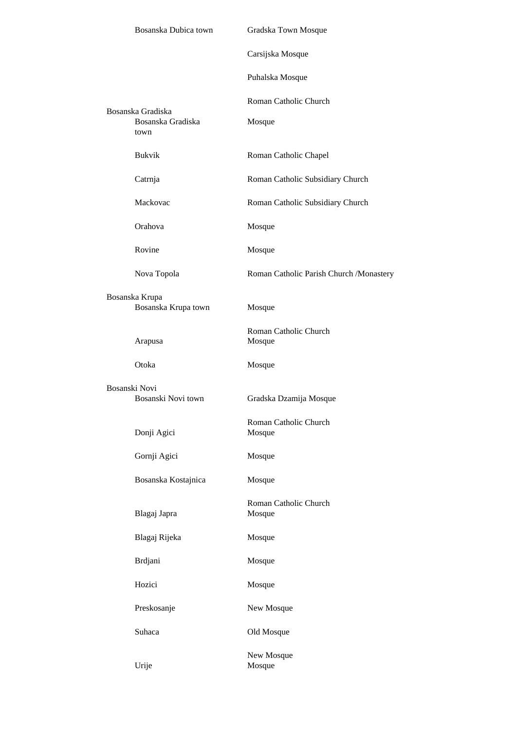| Municipality | Location | Site |
|---|---|---|
| | Bosanska Dubica town | Gradska Town Mosque |
| | | Carsijska Mosque |
| | | Puhalska Mosque |
| | | Roman Catholic Church |
| Bosanska Gradiska | | |
| | Bosanska Gradiska town | Mosque |
| | Bukvik | Roman Catholic Chapel |
| | Catrnja | Roman Catholic Subsidiary Church |
| | Mackovac | Roman Catholic Subsidiary Church |
| | Orahova | Mosque |
| | Rovine | Mosque |
| | Nova Topola | Roman Catholic Parish Church /Monastery |
| Bosanska Krupa | | |
| | Bosanska Krupa town | Mosque |
| | | Roman Catholic Church |
| | Arapusa | Mosque |
| | Otoka | Mosque |
| Bosanski Novi | | |
| | Bosanski Novi town | Gradska Dzamija Mosque |
| | | Roman Catholic Church |
| | Donji Agici | Mosque |
| | Gornji Agici | Mosque |
| | Bosanska Kostajnica | Mosque |
| | | Roman Catholic Church |
| | Blagaj Japra | Mosque |
| | Blagaj Rijeka | Mosque |
| | Brdjani | Mosque |
| | Hozici | Mosque |
| | Preskosanje | New Mosque |
| | Suhaca | Old Mosque |
| | | New Mosque |
| | Urije | Mosque |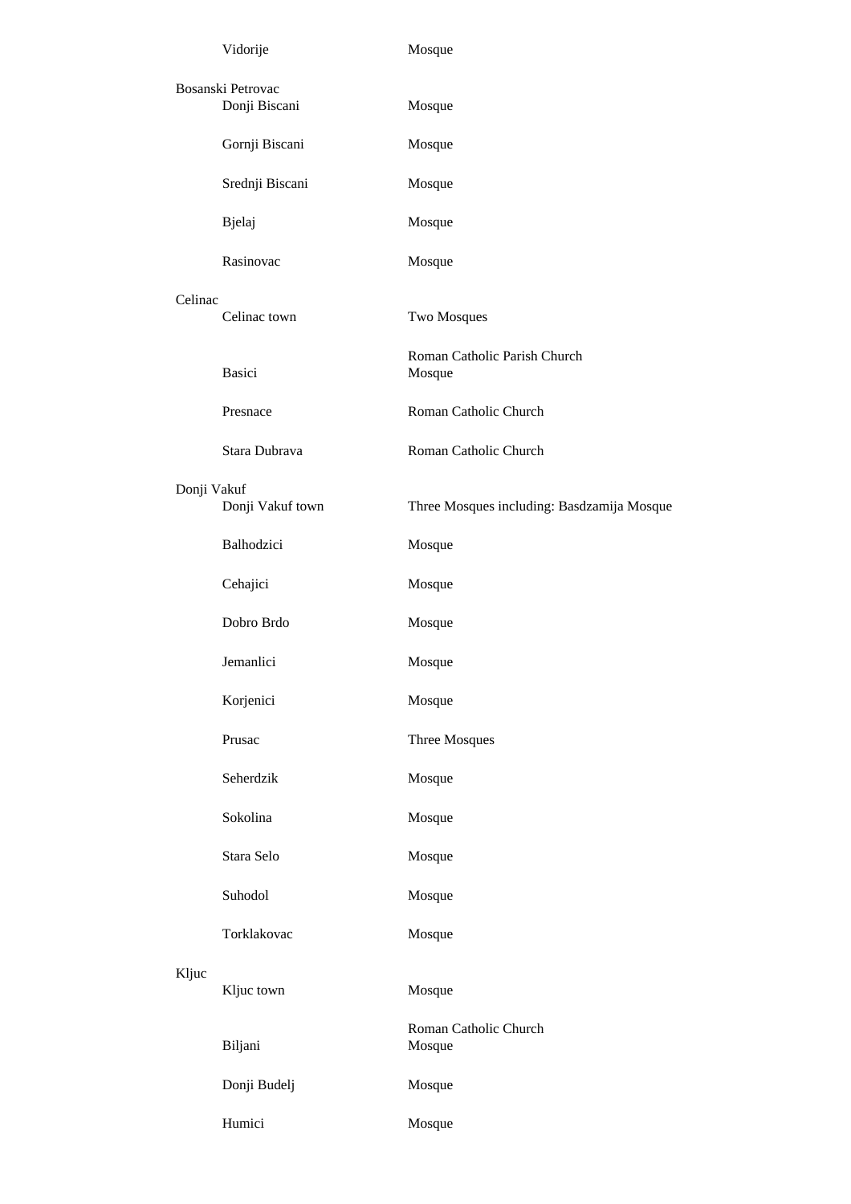| Municipality | Location | Site |
| --- | --- | --- |
| | Vidorije | Mosque |
| Bosanski Petrovac | | |
| | Donji Biscani | Mosque |
| | Gornji Biscani | Mosque |
| | Srednji Biscani | Mosque |
| | Bjelaj | Mosque |
| | Rasinovac | Mosque |
| Celinac | | |
| | Celinac town | Two Mosques |
| | Basici | Roman Catholic Parish Church<br>Mosque |
| | Presnace | Roman Catholic Church |
| | Stara Dubrava | Roman Catholic Church |
| Donji Vakuf | | |
| | Donji Vakuf town | Three Mosques including: Basdzamija Mosque |
| | Balhodzici | Mosque |
| | Cehajici | Mosque |
| | Dobro Brdo | Mosque |
| | Jemanlici | Mosque |
| | Korjenici | Mosque |
| | Prusac | Three Mosques |
| | Seherdzik | Mosque |
| | Sokolina | Mosque |
| | Stara Selo | Mosque |
| | Suhodol | Mosque |
| | Torklakovac | Mosque |
| Kljuc | | |
| | Kljuc town | Mosque |
| | Biljani | Roman Catholic Church<br>Mosque |
| | Donji Budelj | Mosque |
| | Humici | Mosque |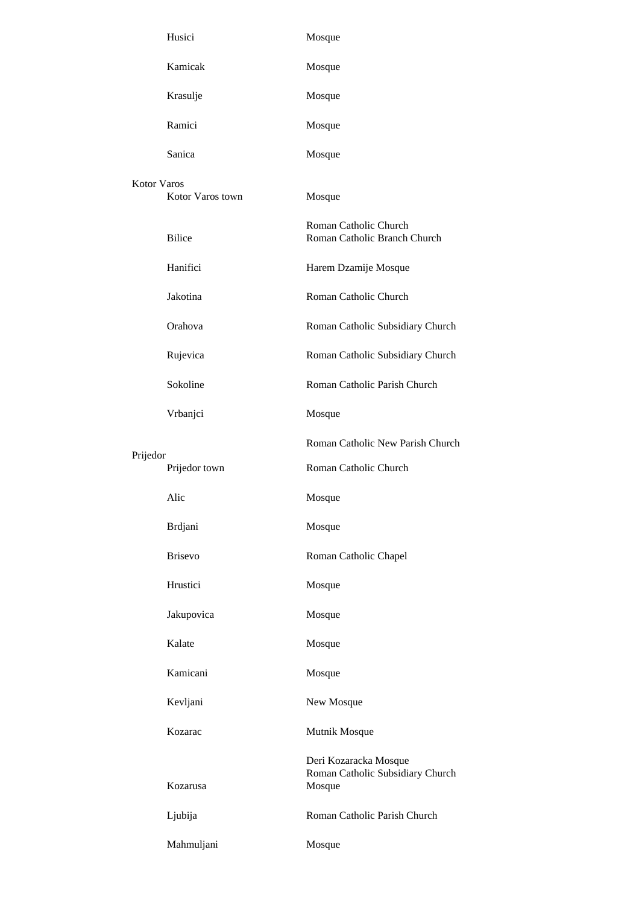| Municipality | Location | Site |
|---|---|---|
| | Husici | Mosque |
| | Kamicak | Mosque |
| | Krasulje | Mosque |
| | Ramici | Mosque |
| | Sanica | Mosque |
| Kotor Varos | Kotor Varos town | Mosque |
| | | Roman Catholic Church |
| | Bilice | Roman Catholic Branch Church |
| | Hanifici | Harem Dzamije Mosque |
| | Jakotina | Roman Catholic Church |
| | Orahova | Roman Catholic Subsidiary Church |
| | Rujevica | Roman Catholic Subsidiary Church |
| | Sokoline | Roman Catholic Parish Church |
| | Vrbanjci | Mosque |
| | | Roman Catholic New Parish Church |
| Prijedor | Prijedor town | Roman Catholic Church |
| | Alic | Mosque |
| | Brdjani | Mosque |
| | Brisevo | Roman Catholic Chapel |
| | Hrustici | Mosque |
| | Jakupovica | Mosque |
| | Kalate | Mosque |
| | Kamicani | Mosque |
| | Kevljani | New Mosque |
| | Kozarac | Mutnik Mosque |
| | | Deri Kozaracka Mosque |
| | | Roman Catholic Subsidiary Church |
| | Kozarusa | Mosque |
| | Ljubija | Roman Catholic Parish Church |
| | Mahmuljani | Mosque |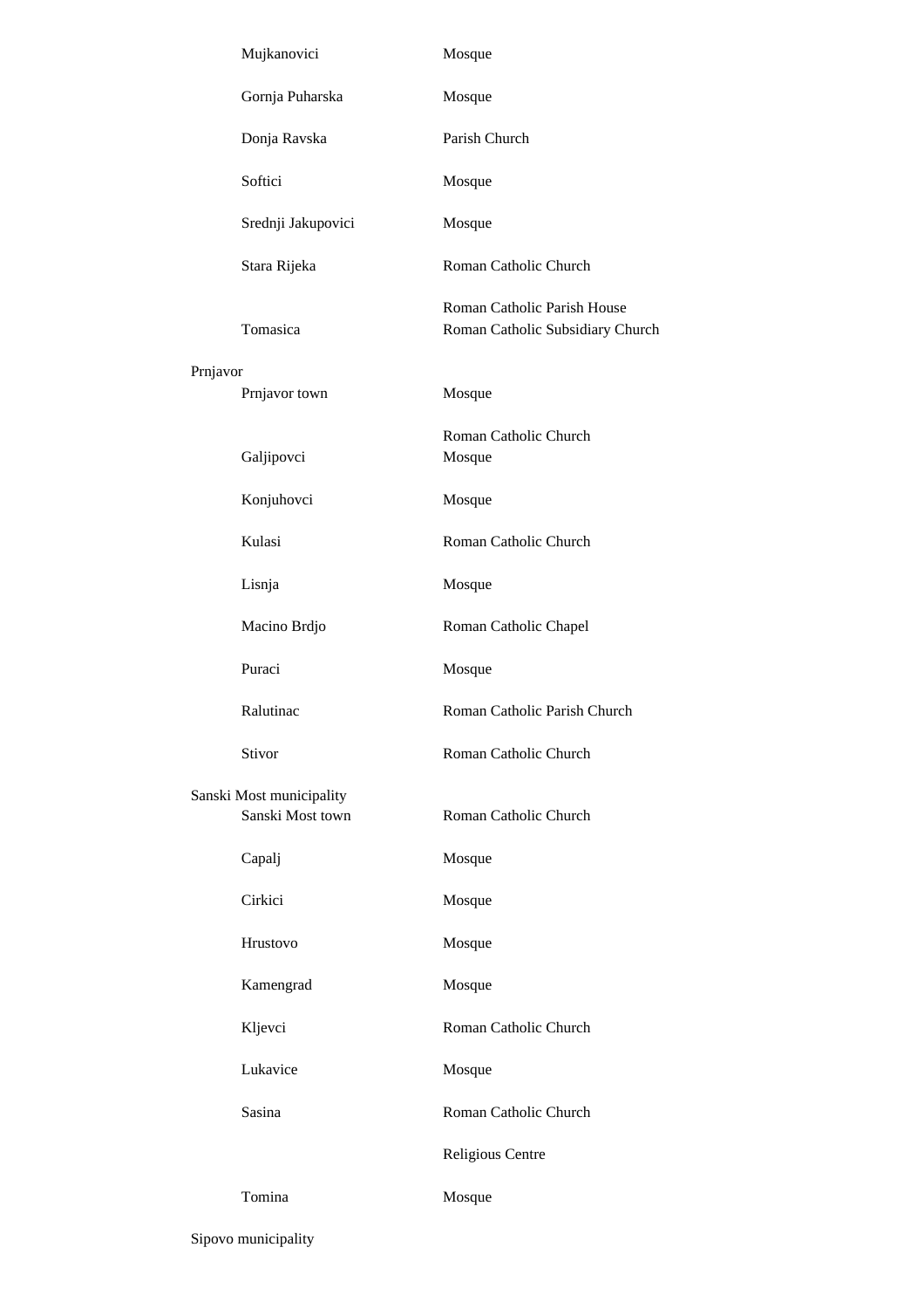| | | |
|---|---|---|
| | Mujkanovici | Mosque |
| | Gornja Puharska | Mosque |
| | Donja Ravska | Parish Church |
| | Softici | Mosque |
| | Srednji Jakupovici | Mosque |
| | Stara Rijeka | Roman Catholic Church |
| | Tomasica | Roman Catholic Parish House<br>Roman Catholic Subsidiary Church |
| Prnjavor | | |
| | Prnjavor town | Mosque |
| | Galjipovci | Roman Catholic Church<br>Mosque |
| | Konjuhovci | Mosque |
| | Kulasi | Roman Catholic Church |
| | Lisnja | Mosque |
| | Macino Brdjo | Roman Catholic Chapel |
| | Puraci | Mosque |
| | Ralutinac | Roman Catholic Parish Church |
| | Stivor | Roman Catholic Church |
| Sanski Most municipality | | |
| | Sanski Most town | Roman Catholic Church |
| | Capalj | Mosque |
| | Cirkici | Mosque |
| | Hrustovo | Mosque |
| | Kamengrad | Mosque |
| | Kljevci | Roman Catholic Church |
| | Lukavice | Mosque |
| | Sasina | Roman Catholic Church |
| | | Religious Centre |
| | Tomina | Mosque |
| Sipovo municipality | | |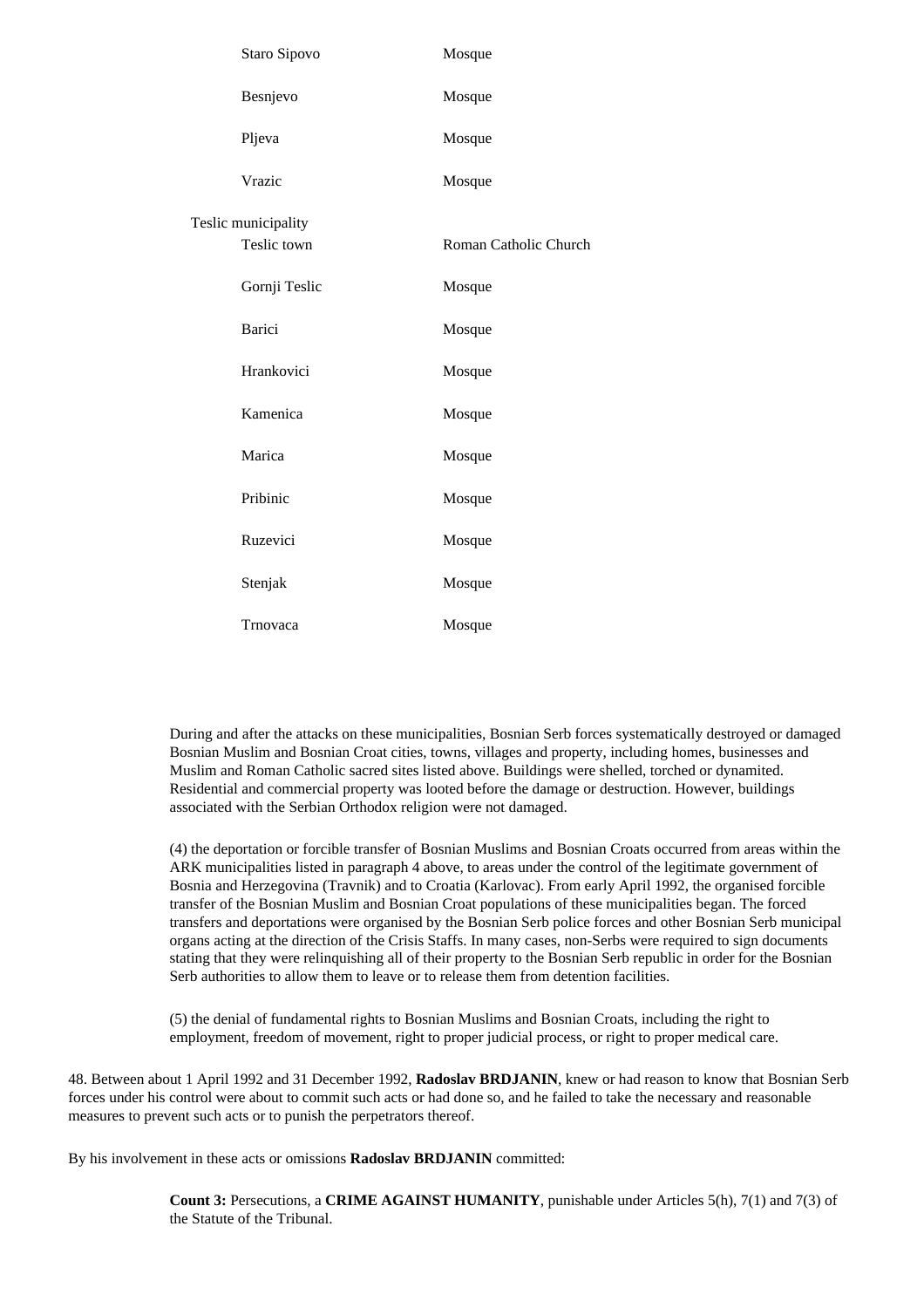| | |
|---|---|
| Staro Sipovo | Mosque |
| Besnjevo | Mosque |
| Pljeva | Mosque |
| Vrazic | Mosque |
| **Teslic municipality** | |
| Teslic town | Roman Catholic Church |
| Gornji Teslic | Mosque |
| Barici | Mosque |
| Hrankovici | Mosque |
| Kamenica | Mosque |
| Marica | Mosque |
| Pribinic | Mosque |
| Ruzevici | Mosque |
| Stenjak | Mosque |
| Trnovaca | Mosque |

During and after the attacks on these municipalities, Bosnian Serb forces systematically destroyed or damaged Bosnian Muslim and Bosnian Croat cities, towns, villages and property, including homes, businesses and Muslim and Roman Catholic sacred sites listed above. Buildings were shelled, torched or dynamited. Residential and commercial property was looted before the damage or destruction. However, buildings associated with the Serbian Orthodox religion were not damaged.

(4) the deportation or forcible transfer of Bosnian Muslims and Bosnian Croats occurred from areas within the ARK municipalities listed in paragraph 4 above, to areas under the control of the legitimate government of Bosnia and Herzegovina (Travnik) and to Croatia (Karlovac). From early April 1992, the organised forcible transfer of the Bosnian Muslim and Bosnian Croat populations of these municipalities began. The forced transfers and deportations were organised by the Bosnian Serb police forces and other Bosnian Serb municipal organs acting at the direction of the Crisis Staffs. In many cases, non-Serbs were required to sign documents stating that they were relinquishing all of their property to the Bosnian Serb republic in order for the Bosnian Serb authorities to allow them to leave or to release them from detention facilities.

(5) the denial of fundamental rights to Bosnian Muslims and Bosnian Croats, including the right to employment, freedom of movement, right to proper judicial process, or right to proper medical care.

48. Between about 1 April 1992 and 31 December 1992, **Radoslav BRDJANIN**, knew or had reason to know that Bosnian Serb forces under his control were about to commit such acts or had done so, and he failed to take the necessary and reasonable measures to prevent such acts or to punish the perpetrators thereof.

By his involvement in these acts or omissions **Radoslav BRDJANIN** committed:

**Count 3:** Persecutions, a **CRIME AGAINST HUMANITY**, punishable under Articles 5(h), 7(1) and 7(3) of the Statute of the Tribunal.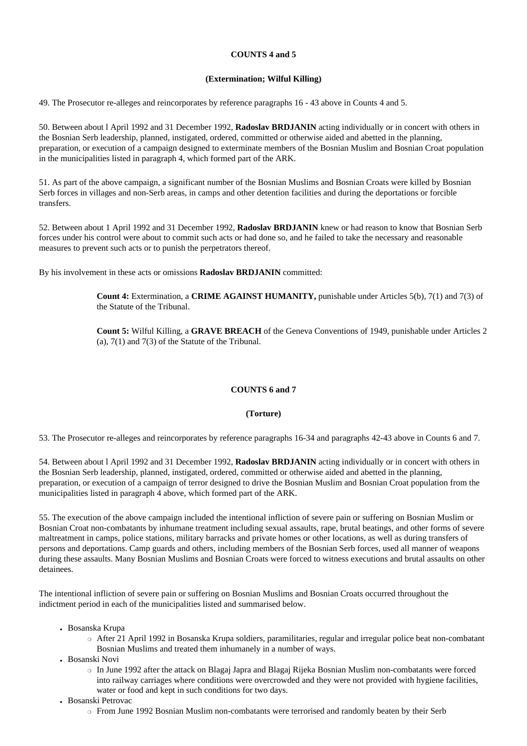**COUNTS 4 and 5**

**(Extermination; Wilful Killing)**

49. The Prosecutor re-alleges and reincorporates by reference paragraphs 16 - 43 above in Counts 4 and 5.

50. Between about l April 1992 and 31 December 1992, **Radoslav BRDJANIN** acting individually or in concert with others in the Bosnian Serb leadership, planned, instigated, ordered, committed or otherwise aided and abetted in the planning, preparation, or execution of a campaign designed to exterminate members of the Bosnian Muslim and Bosnian Croat population in the municipalities listed in paragraph 4, which formed part of the ARK.

51. As part of the above campaign, a significant number of the Bosnian Muslims and Bosnian Croats were killed by Bosnian Serb forces in villages and non-Serb areas, in camps and other detention facilities and during the deportations or forcible transfers.

52. Between about 1 April 1992 and 31 December 1992, **Radoslav BRDJANIN** knew or had reason to know that Bosnian Serb forces under his control were about to commit such acts or had done so, and he failed to take the necessary and reasonable measures to prevent such acts or to punish the perpetrators thereof.

By his involvement in these acts or omissions **Radoslav BRDJANIN** committed:

> **Count 4:** Extermination, a **CRIME AGAINST HUMANITY,** punishable under Articles 5(b), 7(1) and 7(3) of the Statute of the Tribunal.
>
> **Count 5:** Wilful Killing, a **GRAVE BREACH** of the Geneva Conventions of 1949, punishable under Articles 2 (a), 7(1) and 7(3) of the Statute of the Tribunal.

**COUNTS 6 and 7**

**(Torture)**

53. The Prosecutor re-alleges and reincorporates by reference paragraphs 16-34 and paragraphs 42-43 above in Counts 6 and 7.

54. Between about l April 1992 and 31 December 1992, **Radoslav BRDJANIN** acting individually or in concert with others in the Bosnian Serb leadership, planned, instigated, ordered, committed or otherwise aided and abetted in the planning, preparation, or execution of a campaign of terror designed to drive the Bosnian Muslim and Bosnian Croat population from the municipalities listed in paragraph 4 above, which formed part of the ARK.

55. The execution of the above campaign included the intentional infliction of severe pain or suffering on Bosnian Muslim or Bosnian Croat non-combatants by inhumane treatment including sexual assaults, rape, brutal beatings, and other forms of severe maltreatment in camps, police stations, military barracks and private homes or other locations, as well as during transfers of persons and deportations. Camp guards and others, including members of the Bosnian Serb forces, used all manner of weapons during these assaults. Many Bosnian Muslims and Bosnian Croats were forced to witness executions and brutal assaults on other detainees.

The intentional infliction of severe pain or suffering on Bosnian Muslims and Bosnian Croats occurred throughout the indictment period in each of the municipalities listed and summarised below.

- Bosanska Krupa
  - After 21 April 1992 in Bosanska Krupa soldiers, paramilitaries, regular and irregular police beat non-combatant Bosnian Muslims and treated them inhumanely in a number of ways.
- Bosanski Novi
  - In June 1992 after the attack on Blagaj Japra and Blagaj Rijeka Bosnian Muslim non-combatants were forced into railway carriages where conditions were overcrowded and they were not provided with hygiene facilities, water or food and kept in such conditions for two days.
- Bosanski Petrovac
  - From June 1992 Bosnian Muslim non-combatants were terrorised and randomly beaten by their Serb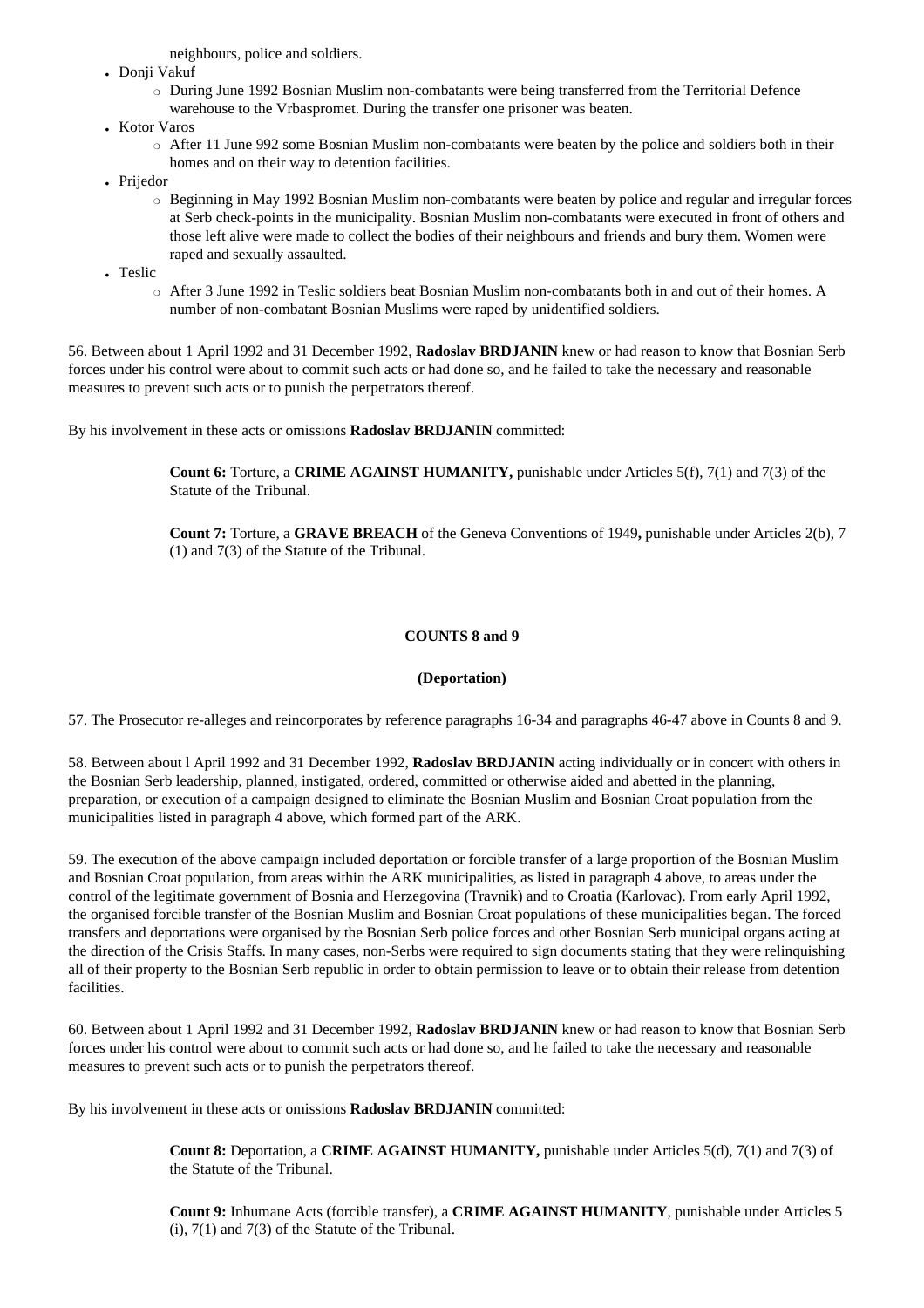neighbours, police and soldiers.

- Donji Vakuf
  - During June 1992 Bosnian Muslim non-combatants were being transferred from the Territorial Defence warehouse to the Vrbaspromet. During the transfer one prisoner was beaten.
- Kotor Varos
  - After 11 June 992 some Bosnian Muslim non-combatants were beaten by the police and soldiers both in their homes and on their way to detention facilities.
- Prijedor
  - Beginning in May 1992 Bosnian Muslim non-combatants were beaten by police and regular and irregular forces at Serb check-points in the municipality. Bosnian Muslim non-combatants were executed in front of others and those left alive were made to collect the bodies of their neighbours and friends and bury them. Women were raped and sexually assaulted.
- Teslic
  - After 3 June 1992 in Teslic soldiers beat Bosnian Muslim non-combatants both in and out of their homes. A number of non-combatant Bosnian Muslims were raped by unidentified soldiers.

56. Between about 1 April 1992 and 31 December 1992, **Radoslav BRDJANIN** knew or had reason to know that Bosnian Serb forces under his control were about to commit such acts or had done so, and he failed to take the necessary and reasonable measures to prevent such acts or to punish the perpetrators thereof.

By his involvement in these acts or omissions **Radoslav BRDJANIN** committed:

> **Count 6:** Torture, a **CRIME AGAINST HUMANITY,** punishable under Articles 5(f), 7(1) and 7(3) of the Statute of the Tribunal.
>
> **Count 7:** Torture, a **GRAVE BREACH** of the Geneva Conventions of 1949**,** punishable under Articles 2(b), 7 (1) and 7(3) of the Statute of the Tribunal.

### COUNTS 8 and 9

### (Deportation)

57. The Prosecutor re-alleges and reincorporates by reference paragraphs 16-34 and paragraphs 46-47 above in Counts 8 and 9.

58. Between about l April 1992 and 31 December 1992, **Radoslav BRDJANIN** acting individually or in concert with others in the Bosnian Serb leadership, planned, instigated, ordered, committed or otherwise aided and abetted in the planning, preparation, or execution of a campaign designed to eliminate the Bosnian Muslim and Bosnian Croat population from the municipalities listed in paragraph 4 above, which formed part of the ARK.

59. The execution of the above campaign included deportation or forcible transfer of a large proportion of the Bosnian Muslim and Bosnian Croat population, from areas within the ARK municipalities, as listed in paragraph 4 above, to areas under the control of the legitimate government of Bosnia and Herzegovina (Travnik) and to Croatia (Karlovac). From early April 1992, the organised forcible transfer of the Bosnian Muslim and Bosnian Croat populations of these municipalities began. The forced transfers and deportations were organised by the Bosnian Serb police forces and other Bosnian Serb municipal organs acting at the direction of the Crisis Staffs. In many cases, non-Serbs were required to sign documents stating that they were relinquishing all of their property to the Bosnian Serb republic in order to obtain permission to leave or to obtain their release from detention facilities.

60. Between about 1 April 1992 and 31 December 1992, **Radoslav BRDJANIN** knew or had reason to know that Bosnian Serb forces under his control were about to commit such acts or had done so, and he failed to take the necessary and reasonable measures to prevent such acts or to punish the perpetrators thereof.

By his involvement in these acts or omissions **Radoslav BRDJANIN** committed:

> **Count 8:** Deportation, a **CRIME AGAINST HUMANITY,** punishable under Articles 5(d), 7(1) and 7(3) of the Statute of the Tribunal.
>
> **Count 9:** Inhumane Acts (forcible transfer), a **CRIME AGAINST HUMANITY**, punishable under Articles 5 (i), 7(1) and 7(3) of the Statute of the Tribunal.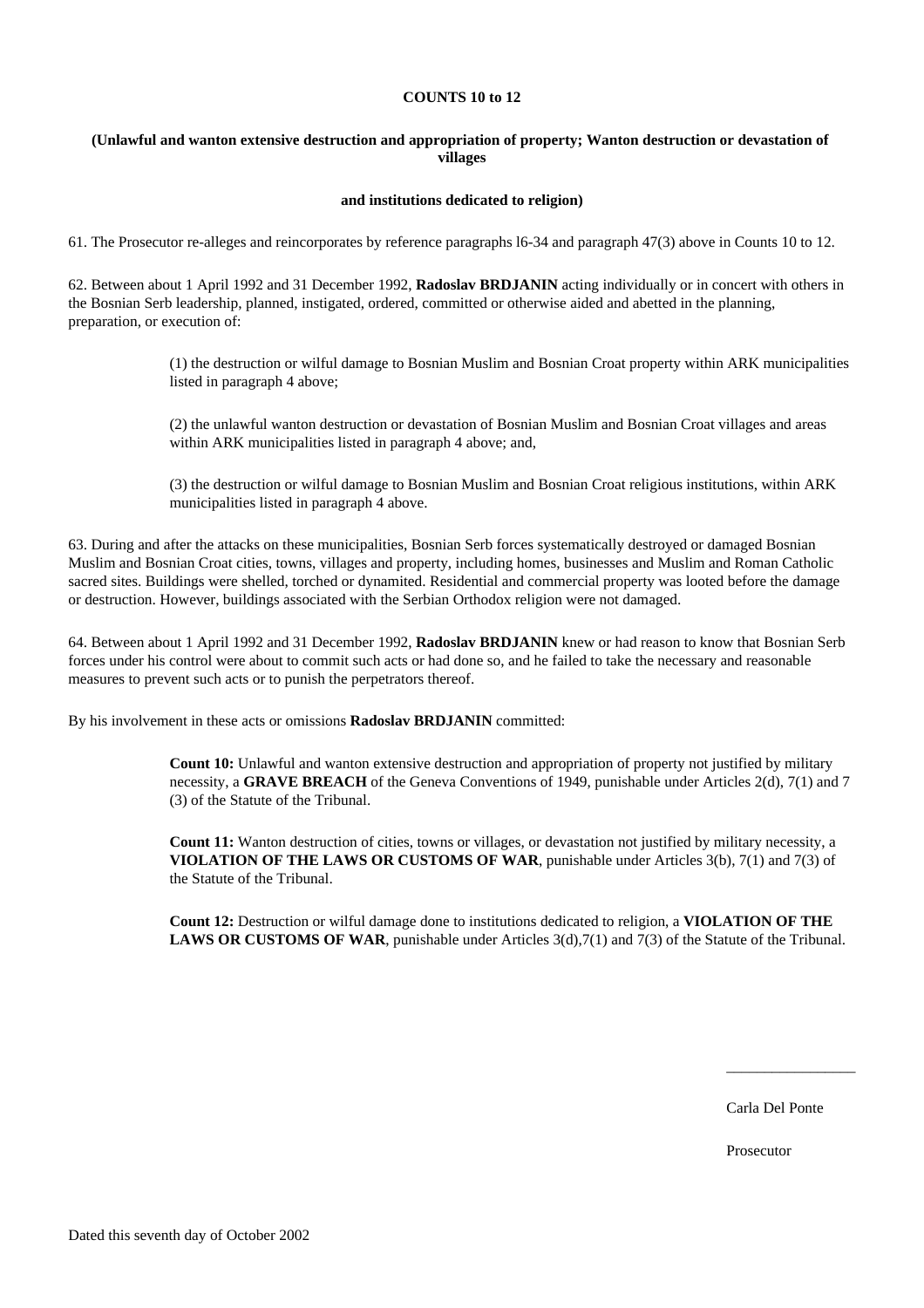**COUNTS 10 to 12**

**(Unlawful and wanton extensive destruction and appropriation of property; Wanton destruction or devastation of villages**

**and institutions dedicated to religion)**

61. The Prosecutor re-alleges and reincorporates by reference paragraphs l6-34 and paragraph 47(3) above in Counts 10 to 12.

62. Between about 1 April 1992 and 31 December 1992, **Radoslav BRDJANIN** acting individually or in concert with others in the Bosnian Serb leadership, planned, instigated, ordered, committed or otherwise aided and abetted in the planning, preparation, or execution of:

> (1) the destruction or wilful damage to Bosnian Muslim and Bosnian Croat property within ARK municipalities listed in paragraph 4 above;
>
> (2) the unlawful wanton destruction or devastation of Bosnian Muslim and Bosnian Croat villages and areas within ARK municipalities listed in paragraph 4 above; and,
>
> (3) the destruction or wilful damage to Bosnian Muslim and Bosnian Croat religious institutions, within ARK municipalities listed in paragraph 4 above.

63. During and after the attacks on these municipalities, Bosnian Serb forces systematically destroyed or damaged Bosnian Muslim and Bosnian Croat cities, towns, villages and property, including homes, businesses and Muslim and Roman Catholic sacred sites. Buildings were shelled, torched or dynamited. Residential and commercial property was looted before the damage or destruction. However, buildings associated with the Serbian Orthodox religion were not damaged.

64. Between about 1 April 1992 and 31 December 1992, **Radoslav BRDJANIN** knew or had reason to know that Bosnian Serb forces under his control were about to commit such acts or had done so, and he failed to take the necessary and reasonable measures to prevent such acts or to punish the perpetrators thereof.

By his involvement in these acts or omissions **Radoslav BRDJANIN** committed:

> **Count 10:** Unlawful and wanton extensive destruction and appropriation of property not justified by military necessity, a **GRAVE BREACH** of the Geneva Conventions of 1949, punishable under Articles 2(d), 7(1) and 7 (3) of the Statute of the Tribunal.
>
> **Count 11:** Wanton destruction of cities, towns or villages, or devastation not justified by military necessity, a **VIOLATION OF THE LAWS OR CUSTOMS OF WAR**, punishable under Articles 3(b), 7(1) and 7(3) of the Statute of the Tribunal.
>
> **Count 12:** Destruction or wilful damage done to institutions dedicated to religion, a **VIOLATION OF THE LAWS OR CUSTOMS OF WAR**, punishable under Articles 3(d),7(1) and 7(3) of the Statute of the Tribunal.

\_\_\_\_\_\_\_\_\_\_\_\_\_\_\_\_\_

Carla Del Ponte

Prosecutor

Dated this seventh day of October 2002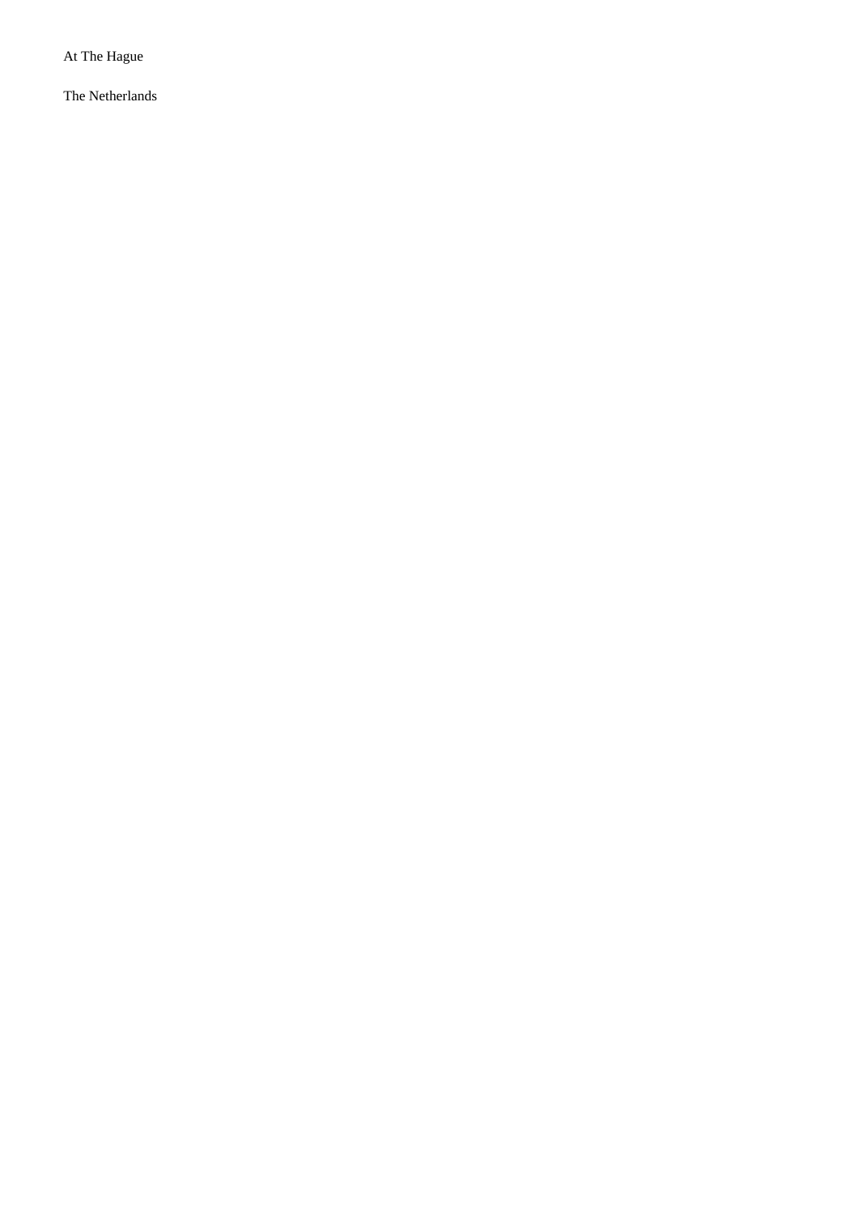At The Hague

The Netherlands